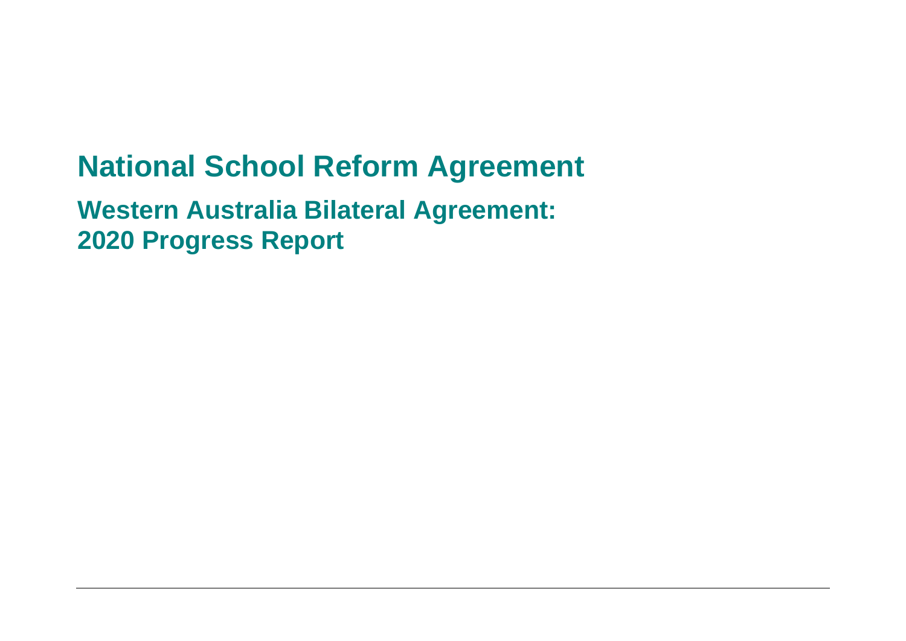# National School Reform Agreement

## Western Australia Bilateral Agreement: 2020 Progress Report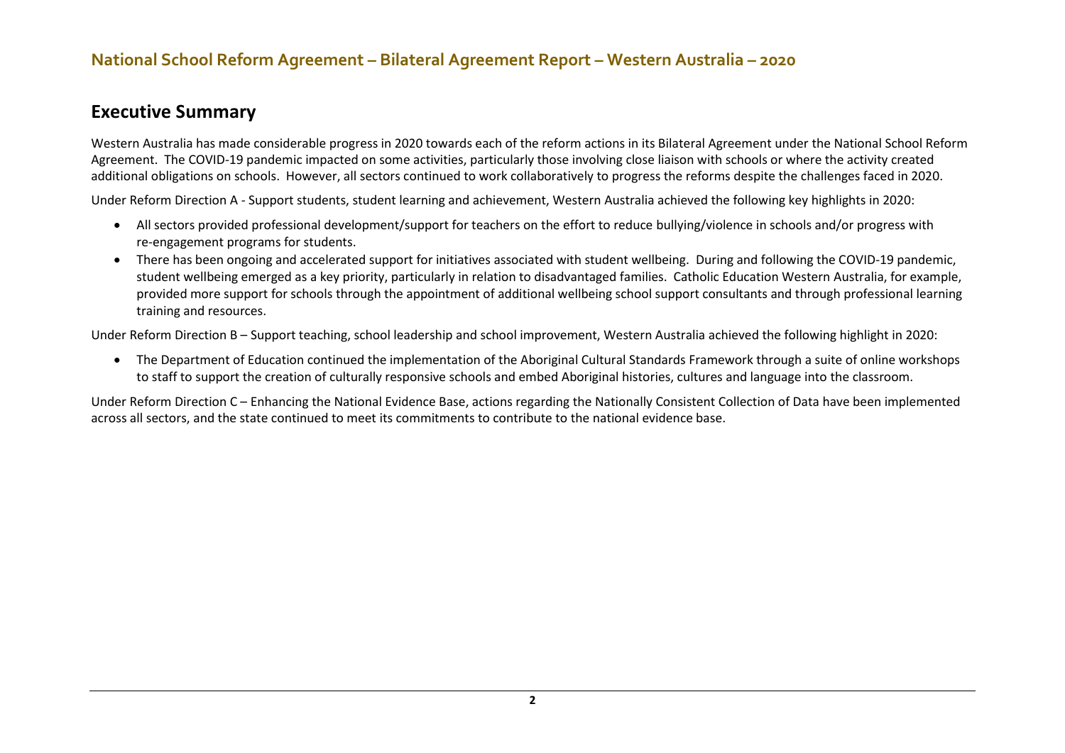## Executive Summary

Western Australia has made considerable progress in 2020 towards each of the reform actions in its Bilateral Agreement under the National School Reform Agreement. The COVID-19 pandemic impacted on some activities, particularly those involving close liaison with schools or where the activity created additional obligations on schools. However, all sectors continued to work collaboratively to progress the reforms despite the challenges faced in 2020.

Under Reform Direction A - Support students, student learning and achievement, Western Australia achieved the following key highlights in 2020:

- All sectors provided professional development/support for teachers on the effort to reduce bullying/violence in schools and/or progress with re-engagement programs for students.
- There has been ongoing and accelerated support for initiatives associated with student wellbeing. During and following the COVID-19 pandemic, student wellbeing emerged as a key priority, particularly in relation to disadvantaged families. Catholic Education Western Australia, for example, provided more support for schools through the appointment of additional wellbeing school support consultants and through professional learning training and resources.

Under Reform Direction B – Support teaching, school leadership and school improvement, Western Australia achieved the following highlight in 2020:

- The Department of Education continued the implementation of the Aboriginal Cultural Standards Framework through a suite of online workshops to staff to support the creation of culturally responsive schools and embed Aboriginal histories, cultures and language into the classroom.

Under Reform Direction C – Enhancing the National Evidence Base, actions regarding the Nationally Consistent Collection of Data have been implemented across all sectors, and the state continued to meet its commitments to contribute to the national evidence base.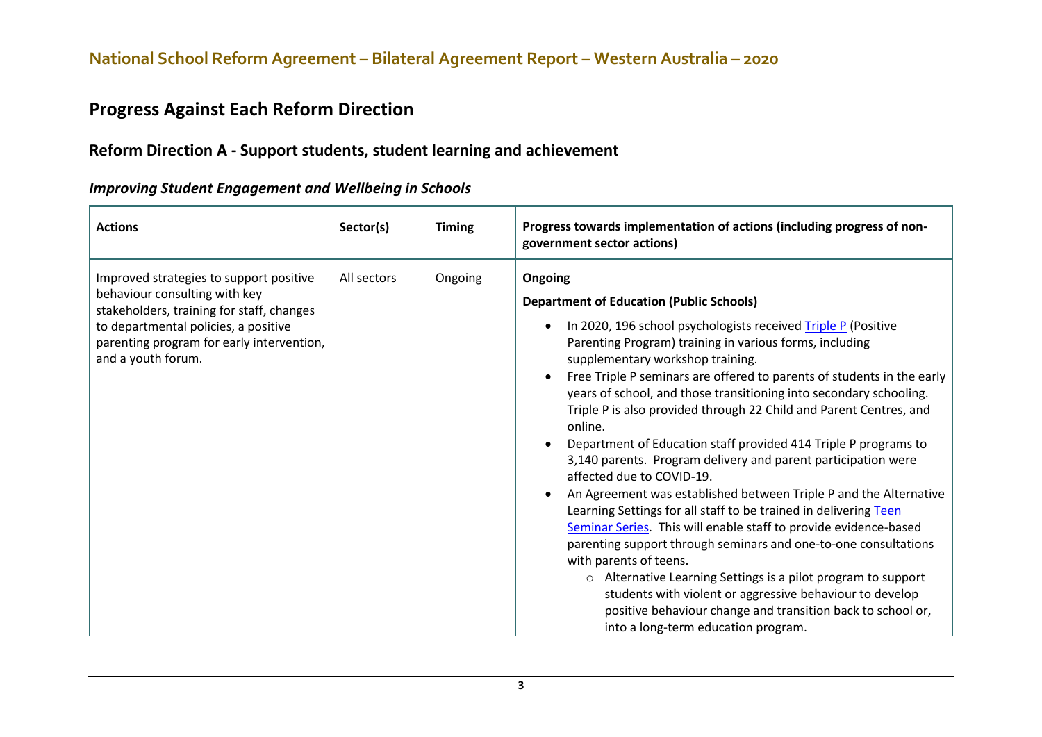# Progress Against Each Reform Direction

## Reform Direction A - Support students, student learning and achievement

### *Improving Student Engagement and Wellbeing in Schools*

| Actions | Sector(s) | Timing | Progress towards implementation of actions (including progress of non-government sector actions) |
|---|---|---|---|
| Improved strategies to support positive behaviour consulting with key stakeholders, training for staff, changes to departmental policies, a positive parenting program for early intervention, and a youth forum. | All sectors | Ongoing | **Ongoing**<br><br>**Department of Education (Public Schools)**<br><br>• In 2020, 196 school psychologists received Triple P (Positive Parenting Program) training in various forms, including supplementary workshop training.<br>• Free Triple P seminars are offered to parents of students in the early years of school, and those transitioning into secondary schooling. Triple P is also provided through 22 Child and Parent Centres, and online.<br>• Department of Education staff provided 414 Triple P programs to 3,140 parents. Program delivery and parent participation were affected due to COVID-19.<br>• An Agreement was established between Triple P and the Alternative Learning Settings for all staff to be trained in delivering Teen Seminar Series. This will enable staff to provide evidence-based parenting support through seminars and one-to-one consultations with parents of teens.<br>&nbsp;&nbsp;&nbsp;&nbsp;○ Alternative Learning Settings is a pilot program to support students with violent or aggressive behaviour to develop positive behaviour change and transition back to school or, into a long-term education program. |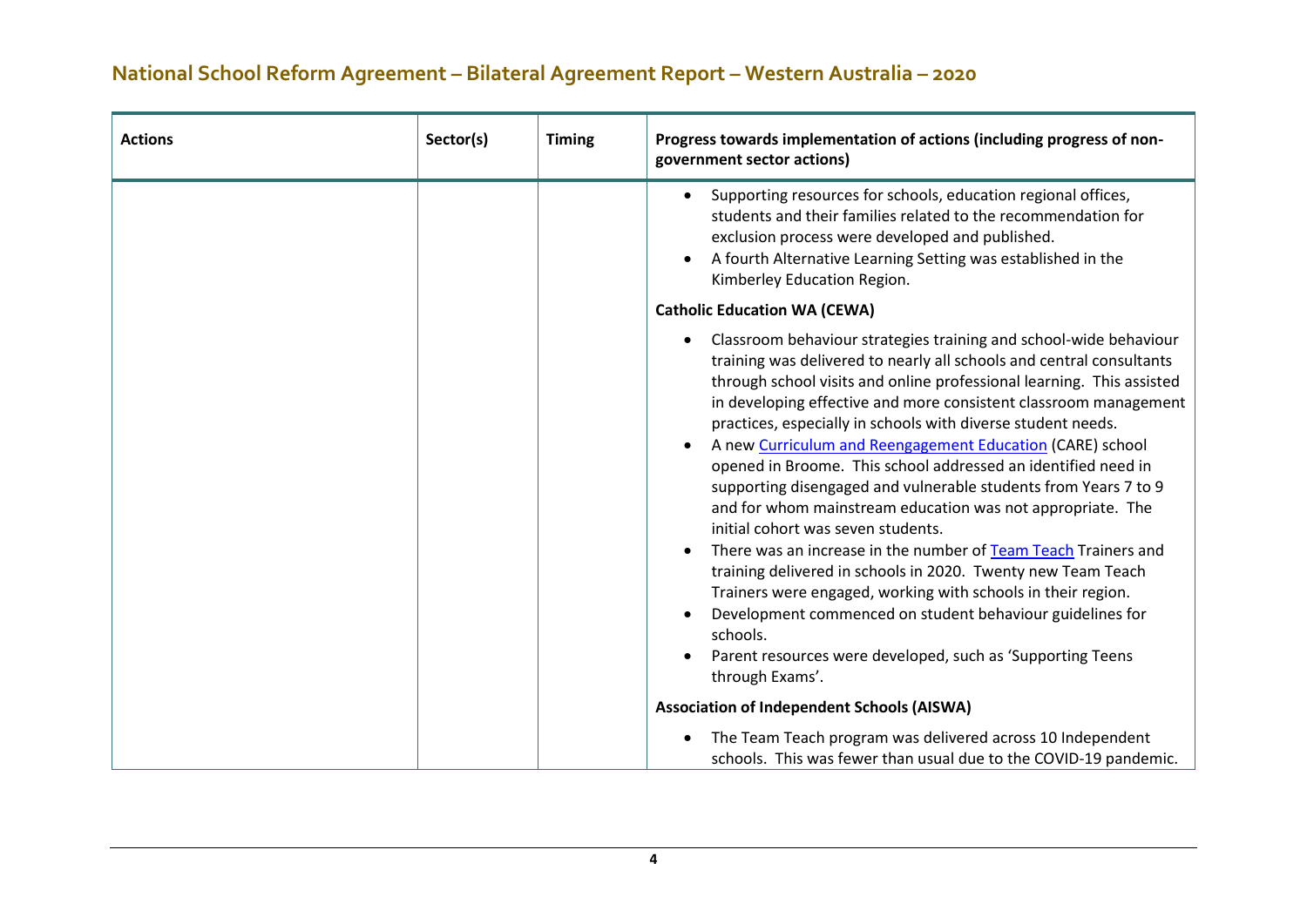| Actions | Sector(s) | Timing | Progress towards implementation of actions (including progress of non-government sector actions) |
|---|---|---|---|
| | | | • Supporting resources for schools, education regional offices, students and their families related to the recommendation for exclusion process were developed and published.<br>• A fourth Alternative Learning Setting was established in the Kimberley Education Region.<br><br>**Catholic Education WA (CEWA)**<br><br>• Classroom behaviour strategies training and school-wide behaviour training was delivered to nearly all schools and central consultants through school visits and online professional learning. This assisted in developing effective and more consistent classroom management practices, especially in schools with diverse student needs.<br>• A new Curriculum and Reengagement Education (CARE) school opened in Broome. This school addressed an identified need in supporting disengaged and vulnerable students from Years 7 to 9 and for whom mainstream education was not appropriate. The initial cohort was seven students.<br>• There was an increase in the number of Team Teach Trainers and training delivered in schools in 2020. Twenty new Team Teach Trainers were engaged, working with schools in their region.<br>• Development commenced on student behaviour guidelines for schools.<br>• Parent resources were developed, such as 'Supporting Teens through Exams'.<br><br>**Association of Independent Schools (AISWA)**<br><br>• The Team Teach program was delivered across 10 Independent schools. This was fewer than usual due to the COVID-19 pandemic. |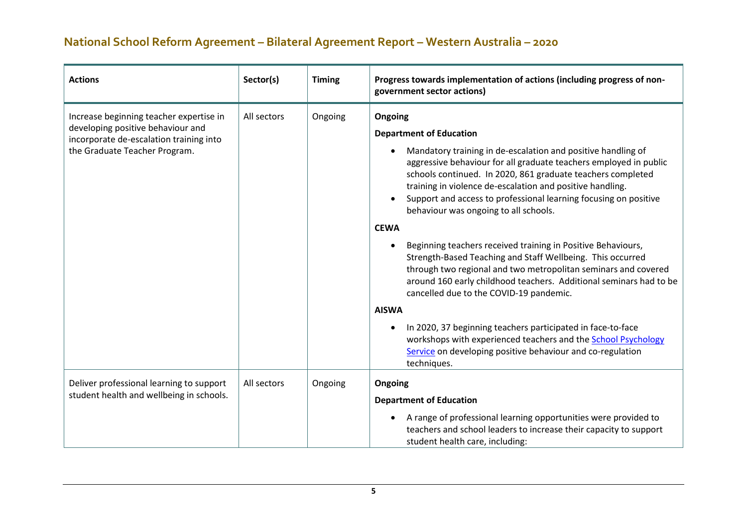| Actions | Sector(s) | Timing | Progress towards implementation of actions (including progress of non-government sector actions) |
|---|---|---|---|
| Increase beginning teacher expertise in developing positive behaviour and incorporate de-escalation training into the Graduate Teacher Program. | All sectors | Ongoing | **Ongoing**<br>**Department of Education**<br>• Mandatory training in de-escalation and positive handling of aggressive behaviour for all graduate teachers employed in public schools continued. In 2020, 861 graduate teachers completed training in violence de-escalation and positive handling.<br>• Support and access to professional learning focusing on positive behaviour was ongoing to all schools.<br>**CEWA**<br>• Beginning teachers received training in Positive Behaviours, Strength-Based Teaching and Staff Wellbeing. This occurred through two regional and two metropolitan seminars and covered around 160 early childhood teachers. Additional seminars had to be cancelled due to the COVID-19 pandemic.<br>**AISWA**<br>• In 2020, 37 beginning teachers participated in face-to-face workshops with experienced teachers and the School Psychology Service on developing positive behaviour and co-regulation techniques. |
| Deliver professional learning to support student health and wellbeing in schools. | All sectors | Ongoing | **Ongoing**<br>**Department of Education**<br>• A range of professional learning opportunities were provided to teachers and school leaders to increase their capacity to support student health care, including: |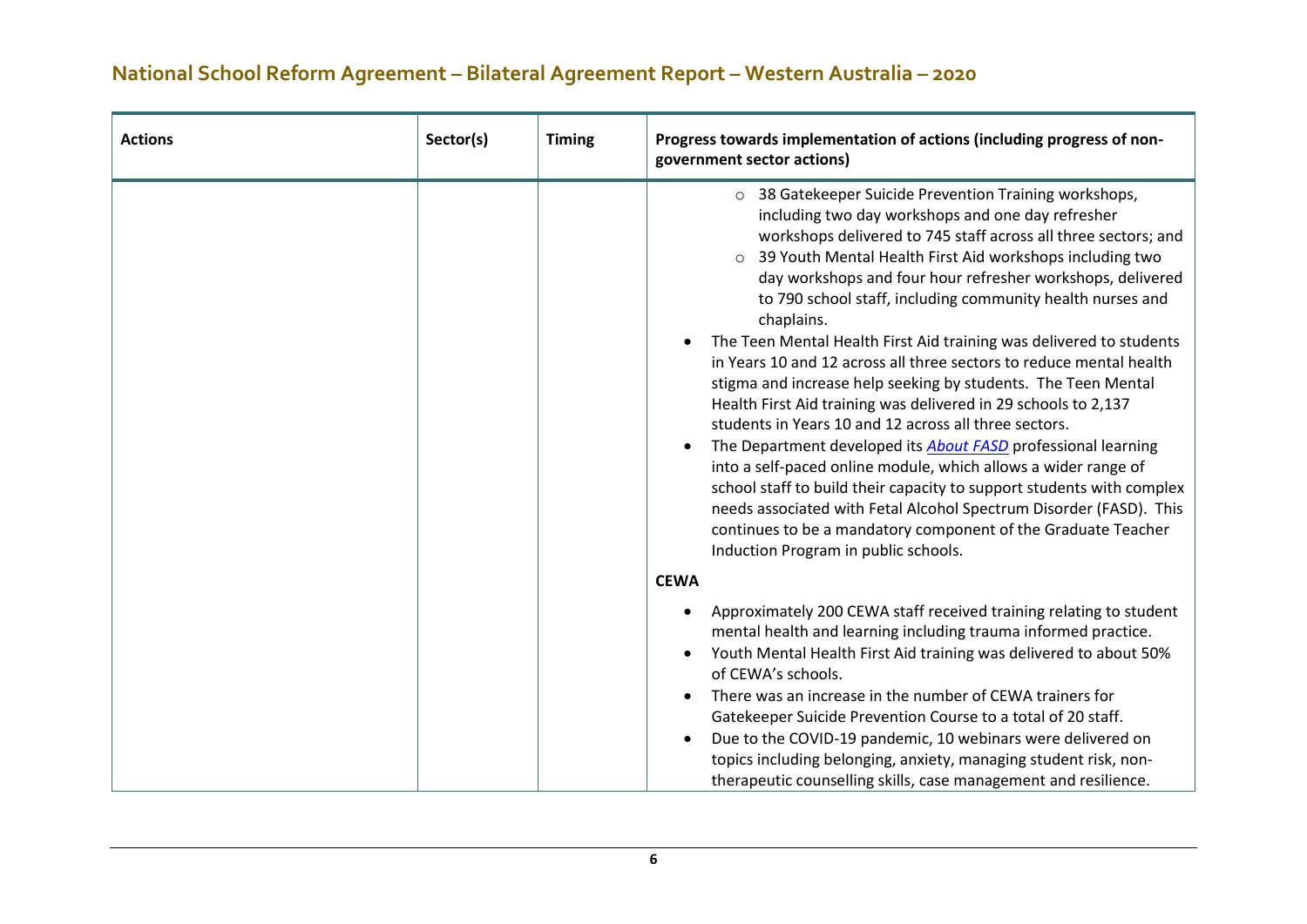| Actions | Sector(s) | Timing | Progress towards implementation of actions (including progress of non-government sector actions) |
|---|---|---|---|
| | | | ◦ 38 Gatekeeper Suicide Prevention Training workshops, including two day workshops and one day refresher workshops delivered to 745 staff across all three sectors; and<br>◦ 39 Youth Mental Health First Aid workshops including two day workshops and four hour refresher workshops, delivered to 790 school staff, including community health nurses and chaplains.<br>• The Teen Mental Health First Aid training was delivered to students in Years 10 and 12 across all three sectors to reduce mental health stigma and increase help seeking by students. The Teen Mental Health First Aid training was delivered in 29 schools to 2,137 students in Years 10 and 12 across all three sectors.<br>• The Department developed its *About FASD* professional learning into a self-paced online module, which allows a wider range of school staff to build their capacity to support students with complex needs associated with Fetal Alcohol Spectrum Disorder (FASD). This continues to be a mandatory component of the Graduate Teacher Induction Program in public schools.<br>**CEWA**<br>• Approximately 200 CEWA staff received training relating to student mental health and learning including trauma informed practice.<br>• Youth Mental Health First Aid training was delivered to about 50% of CEWA's schools.<br>• There was an increase in the number of CEWA trainers for Gatekeeper Suicide Prevention Course to a total of 20 staff.<br>• Due to the COVID-19 pandemic, 10 webinars were delivered on topics including belonging, anxiety, managing student risk, non-therapeutic counselling skills, case management and resilience. |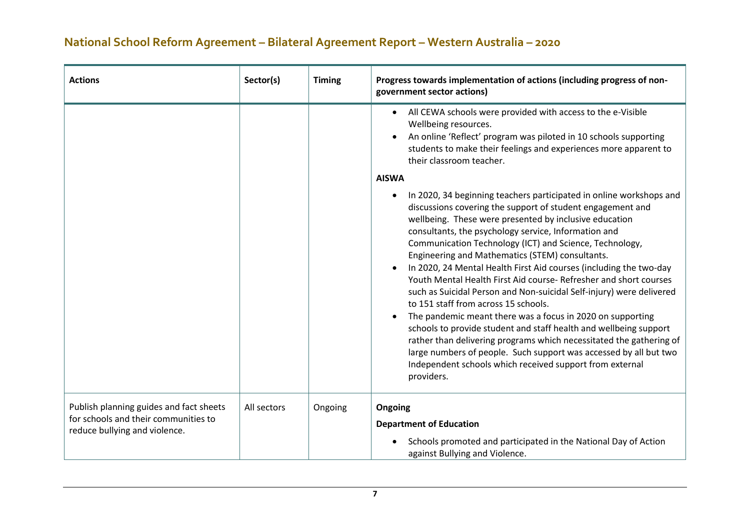## National School Reform Agreement – Bilateral Agreement Report – Western Australia – 2020

| Actions | Sector(s) | Timing | Progress towards implementation of actions (including progress of non-government sector actions) |
| --- | --- | --- | --- |
| | | | • All CEWA schools were provided with access to the e-Visible Wellbeing resources.<br>• An online 'Reflect' program was piloted in 10 schools supporting students to make their feelings and experiences more apparent to their classroom teacher.<br><br>**AISWA**<br><br>• In 2020, 34 beginning teachers participated in online workshops and discussions covering the support of student engagement and wellbeing. These were presented by inclusive education consultants, the psychology service, Information and Communication Technology (ICT) and Science, Technology, Engineering and Mathematics (STEM) consultants.<br>• In 2020, 24 Mental Health First Aid courses (including the two-day Youth Mental Health First Aid course- Refresher and short courses such as Suicidal Person and Non-suicidal Self-injury) were delivered to 151 staff from across 15 schools.<br>• The pandemic meant there was a focus in 2020 on supporting schools to provide student and staff health and wellbeing support rather than delivering programs which necessitated the gathering of large numbers of people. Such support was accessed by all but two Independent schools which received support from external providers. |
| Publish planning guides and fact sheets for schools and their communities to reduce bullying and violence. | All sectors | Ongoing | **Ongoing**<br><br>**Department of Education**<br><br>• Schools promoted and participated in the National Day of Action against Bullying and Violence. |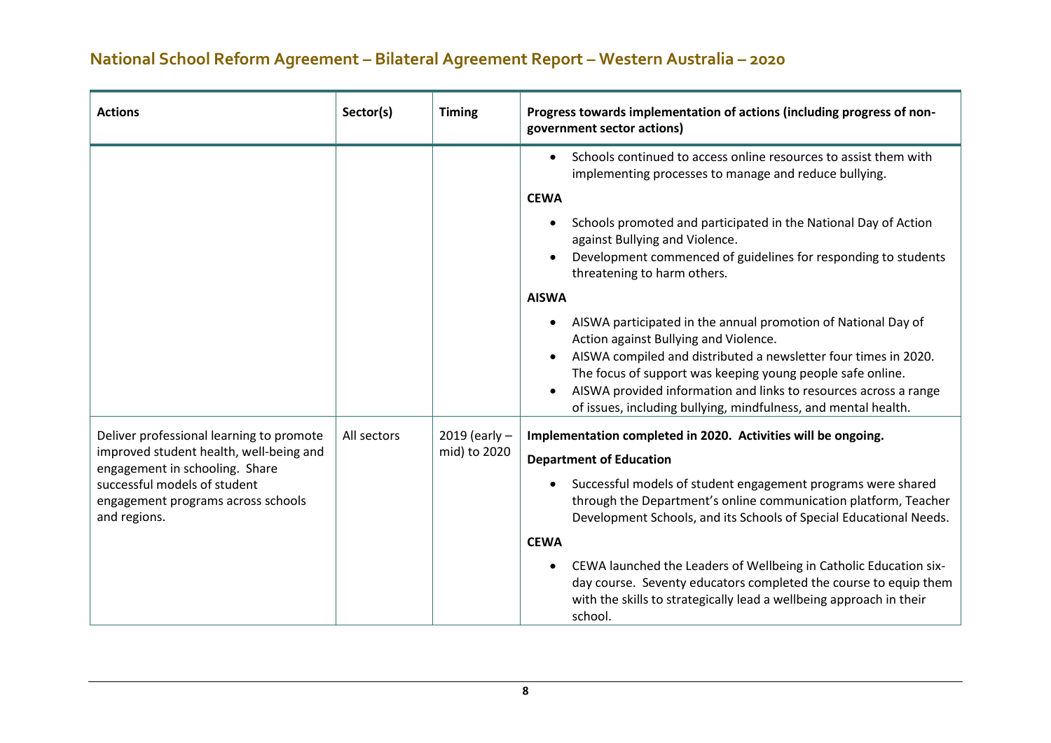## National School Reform Agreement – Bilateral Agreement Report – Western Australia – 2020

| Actions | Sector(s) | Timing | Progress towards implementation of actions (including progress of non-government sector actions) |
| --- | --- | --- | --- |
| | | | • Schools continued to access online resources to assist them with implementing processes to manage and reduce bullying.<br><br>**CEWA**<br><br>• Schools promoted and participated in the National Day of Action against Bullying and Violence.<br>• Development commenced of guidelines for responding to students threatening to harm others.<br><br>**AISWA**<br><br>• AISWA participated in the annual promotion of National Day of Action against Bullying and Violence.<br>• AISWA compiled and distributed a newsletter four times in 2020. The focus of support was keeping young people safe online.<br>• AISWA provided information and links to resources across a range of issues, including bullying, mindfulness, and mental health. |
| Deliver professional learning to promote improved student health, well-being and engagement in schooling. Share successful models of student engagement programs across schools and regions. | All sectors | 2019 (early – mid) to 2020 | **Implementation completed in 2020. Activities will be ongoing.**<br><br>**Department of Education**<br><br>• Successful models of student engagement programs were shared through the Department's online communication platform, Teacher Development Schools, and its Schools of Special Educational Needs.<br><br>**CEWA**<br><br>• CEWA launched the Leaders of Wellbeing in Catholic Education six-day course. Seventy educators completed the course to equip them with the skills to strategically lead a wellbeing approach in their school. |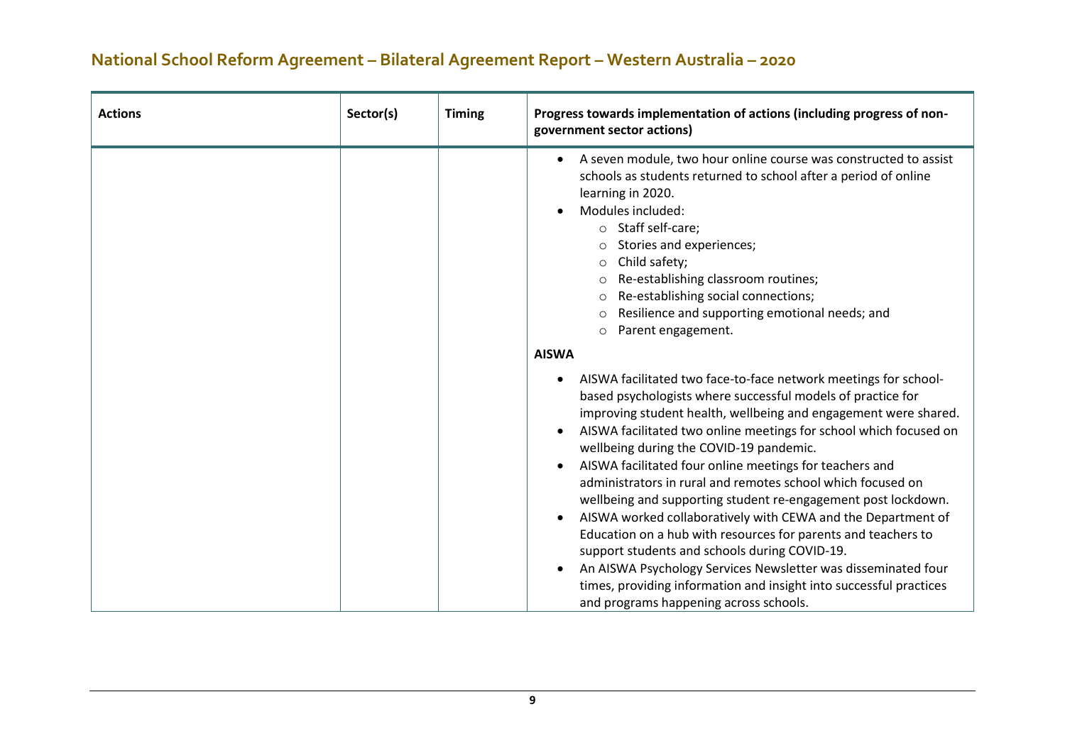| Actions | Sector(s) | Timing | Progress towards implementation of actions (including progress of non-government sector actions) |
| --- | --- | --- | --- |
| | | | • A seven module, two hour online course was constructed to assist schools as students returned to school after a period of online learning in 2020.<br>• Modules included:<br>  ○ Staff self-care;<br>  ○ Stories and experiences;<br>  ○ Child safety;<br>  ○ Re-establishing classroom routines;<br>  ○ Re-establishing social connections;<br>  ○ Resilience and supporting emotional needs; and<br>  ○ Parent engagement.<br>**AISWA**<br>• AISWA facilitated two face-to-face network meetings for school-based psychologists where successful models of practice for improving student health, wellbeing and engagement were shared.<br>• AISWA facilitated two online meetings for school which focused on wellbeing during the COVID-19 pandemic.<br>• AISWA facilitated four online meetings for teachers and administrators in rural and remotes school which focused on wellbeing and supporting student re-engagement post lockdown.<br>• AISWA worked collaboratively with CEWA and the Department of Education on a hub with resources for parents and teachers to support students and schools during COVID-19.<br>• An AISWA Psychology Services Newsletter was disseminated four times, providing information and insight into successful practices and programs happening across schools. |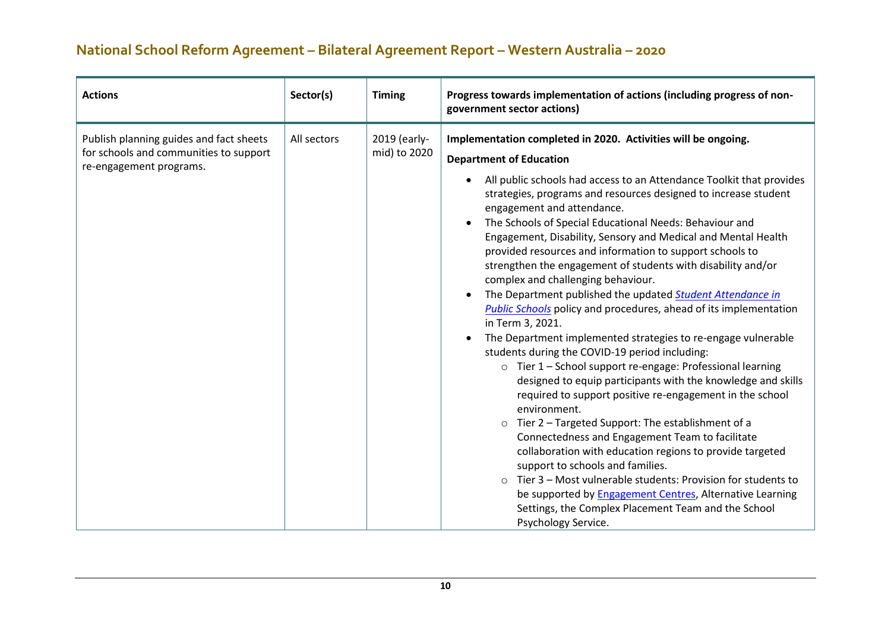| Actions | Sector(s) | Timing | Progress towards implementation of actions (including progress of non-government sector actions) |
|---|---|---|---|
| Publish planning guides and fact sheets for schools and communities to support re-engagement programs. | All sectors | 2019 (early-mid) to 2020 | **Implementation completed in 2020. Activities will be ongoing.**<br>**Department of Education**<br>• All public schools had access to an Attendance Toolkit that provides strategies, programs and resources designed to increase student engagement and attendance.<br>• The Schools of Special Educational Needs: Behaviour and Engagement, Disability, Sensory and Medical and Mental Health provided resources and information to support schools to strengthen the engagement of students with disability and/or complex and challenging behaviour.<br>• The Department published the updated ***Student Attendance in Public Schools*** policy and procedures, ahead of its implementation in Term 3, 2021.<br>• The Department implemented strategies to re-engage vulnerable students during the COVID-19 period including:<br>&nbsp;&nbsp;&nbsp;&nbsp;○ Tier 1 – School support re-engage: Professional learning designed to equip participants with the knowledge and skills required to support positive re-engagement in the school environment.<br>&nbsp;&nbsp;&nbsp;&nbsp;○ Tier 2 – Targeted Support: The establishment of a Connectedness and Engagement Team to facilitate collaboration with education regions to provide targeted support to schools and families.<br>&nbsp;&nbsp;&nbsp;&nbsp;○ Tier 3 – Most vulnerable students: Provision for students to be supported by Engagement Centres, Alternative Learning Settings, the Complex Placement Team and the School Psychology Service. |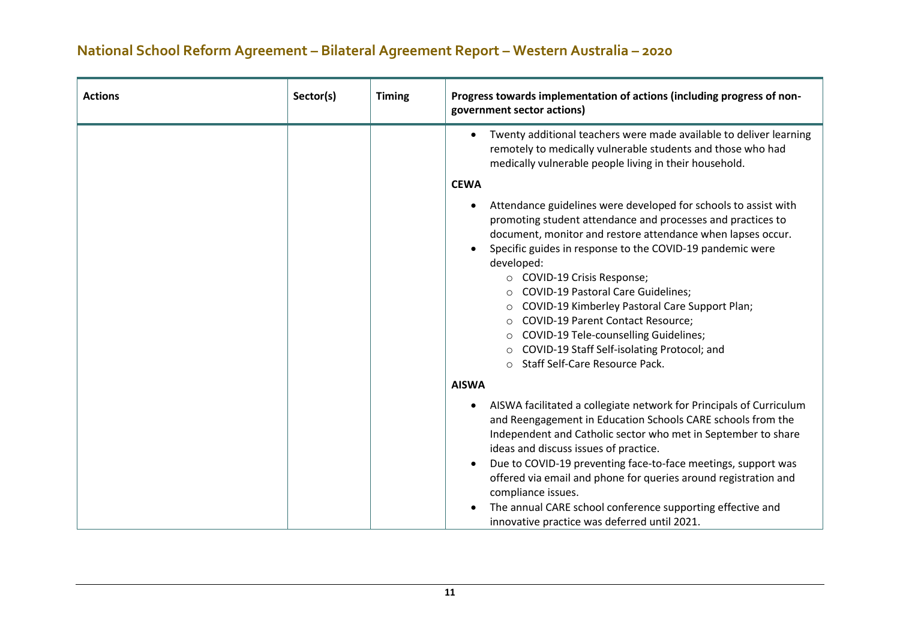| Actions | Sector(s) | Timing | Progress towards implementation of actions (including progress of non-government sector actions) |
|---|---|---|---|
| | | | • Twenty additional teachers were made available to deliver learning remotely to medically vulnerable students and those who had medically vulnerable people living in their household.<br><br>**CEWA**<br><br>• Attendance guidelines were developed for schools to assist with promoting student attendance and processes and practices to document, monitor and restore attendance when lapses occur.<br>• Specific guides in response to the COVID-19 pandemic were developed:<br>  ○ COVID-19 Crisis Response;<br>  ○ COVID-19 Pastoral Care Guidelines;<br>  ○ COVID-19 Kimberley Pastoral Care Support Plan;<br>  ○ COVID-19 Parent Contact Resource;<br>  ○ COVID-19 Tele-counselling Guidelines;<br>  ○ COVID-19 Staff Self-isolating Protocol; and<br>  ○ Staff Self-Care Resource Pack.<br><br>**AISWA**<br><br>• AISWA facilitated a collegiate network for Principals of Curriculum and Reengagement in Education Schools CARE schools from the Independent and Catholic sector who met in September to share ideas and discuss issues of practice.<br>• Due to COVID-19 preventing face-to-face meetings, support was offered via email and phone for queries around registration and compliance issues.<br>• The annual CARE school conference supporting effective and innovative practice was deferred until 2021. |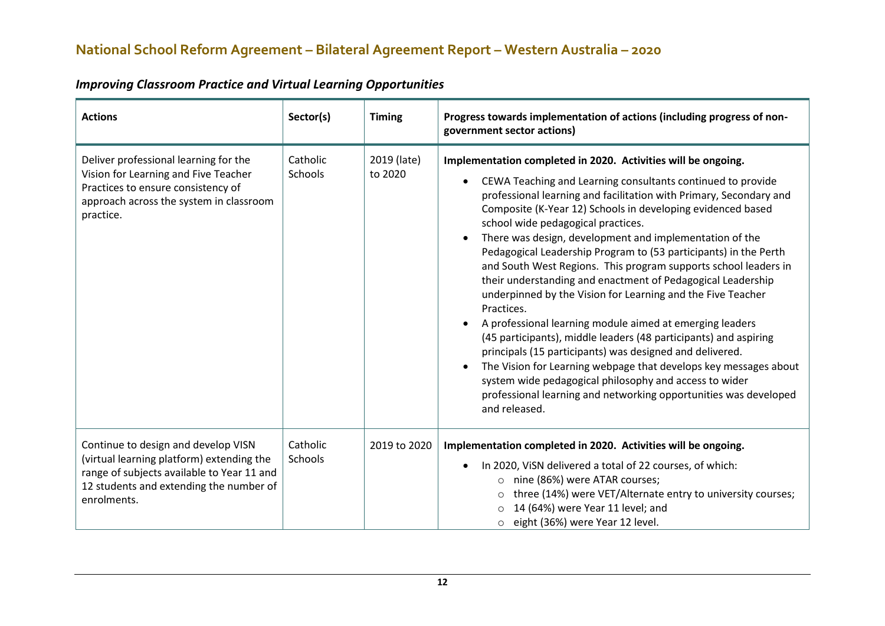# National School Reform Agreement – Bilateral Agreement Report – Western Australia – 2020

## *Improving Classroom Practice and Virtual Learning Opportunities*

| Actions | Sector(s) | Timing | Progress towards implementation of actions (including progress of non-government sector actions) |
|---|---|---|---|
| Deliver professional learning for the Vision for Learning and Five Teacher Practices to ensure consistency of approach across the system in classroom practice. | Catholic Schools | 2019 (late) to 2020 | **Implementation completed in 2020. Activities will be ongoing.**<br>• CEWA Teaching and Learning consultants continued to provide professional learning and facilitation with Primary, Secondary and Composite (K-Year 12) Schools in developing evidenced based school wide pedagogical practices.<br>• There was design, development and implementation of the Pedagogical Leadership Program to (53 participants) in the Perth and South West Regions. This program supports school leaders in their understanding and enactment of Pedagogical Leadership underpinned by the Vision for Learning and the Five Teacher Practices.<br>• A professional learning module aimed at emerging leaders (45 participants), middle leaders (48 participants) and aspiring principals (15 participants) was designed and delivered.<br>• The Vision for Learning webpage that develops key messages about system wide pedagogical philosophy and access to wider professional learning and networking opportunities was developed and released. |
| Continue to design and develop VISN (virtual learning platform) extending the range of subjects available to Year 11 and 12 students and extending the number of enrolments. | Catholic Schools | 2019 to 2020 | **Implementation completed in 2020. Activities will be ongoing.**<br>• In 2020, ViSN delivered a total of 22 courses, of which:<br>  ○ nine (86%) were ATAR courses;<br>  ○ three (14%) were VET/Alternate entry to university courses;<br>  ○ 14 (64%) were Year 11 level; and<br>  ○ eight (36%) were Year 12 level. |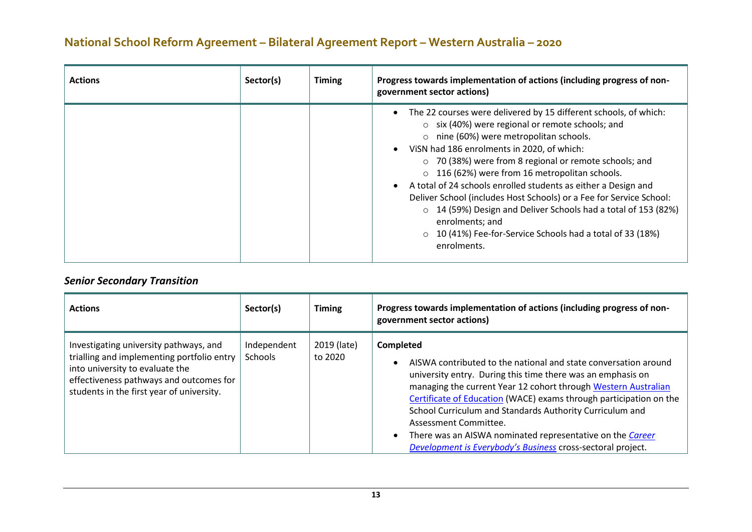| Actions | Sector(s) | Timing | Progress towards implementation of actions (including progress of non-government sector actions) |
|---|---|---|---|
| | | | • The 22 courses were delivered by 15 different schools, of which:<br>○ six (40%) were regional or remote schools; and<br>○ nine (60%) were metropolitan schools.<br>• ViSN had 186 enrolments in 2020, of which:<br>○ 70 (38%) were from 8 regional or remote schools; and<br>○ 116 (62%) were from 16 metropolitan schools.<br>• A total of 24 schools enrolled students as either a Design and Deliver School (includes Host Schools) or a Fee for Service School:<br>○ 14 (59%) Design and Deliver Schools had a total of 153 (82%) enrolments; and<br>○ 10 (41%) Fee-for-Service Schools had a total of 33 (18%) enrolments. |

### *Senior Secondary Transition*

| Actions | Sector(s) | Timing | Progress towards implementation of actions (including progress of non-government sector actions) |
|---|---|---|---|
| Investigating university pathways, and trialling and implementing portfolio entry into university to evaluate the effectiveness pathways and outcomes for students in the first year of university. | Independent Schools | 2019 (late) to 2020 | **Completed**<br>• AISWA contributed to the national and state conversation around university entry. During this time there was an emphasis on managing the current Year 12 cohort through Western Australian Certificate of Education (WACE) exams through participation on the School Curriculum and Standards Authority Curriculum and Assessment Committee.<br>• There was an AISWA nominated representative on the *Career Development is Everybody's Business* cross-sectoral project. |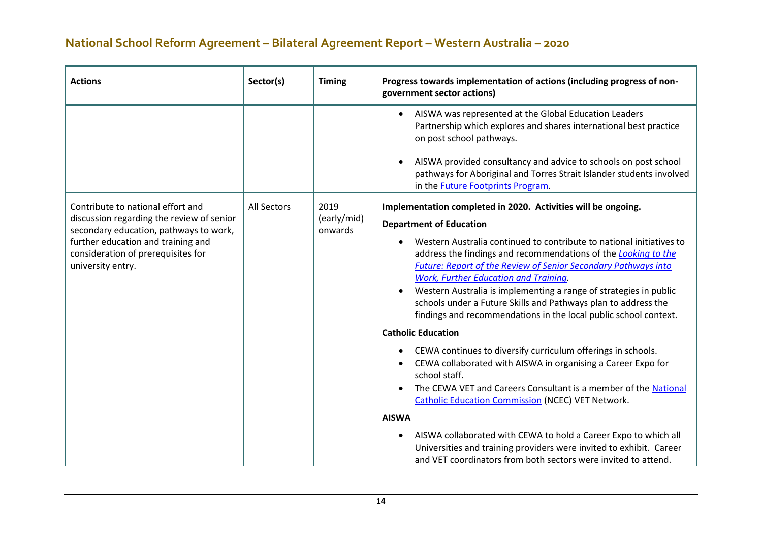| Actions | Sector(s) | Timing | Progress towards implementation of actions (including progress of non-government sector actions) |
|---|---|---|---|
| | | | • AISWA was represented at the Global Education Leaders Partnership which explores and shares international best practice on post school pathways.<br><br>• AISWA provided consultancy and advice to schools on post school pathways for Aboriginal and Torres Strait Islander students involved in the Future Footprints Program. |
| Contribute to national effort and discussion regarding the review of senior secondary education, pathways to work, further education and training and consideration of prerequisites for university entry. | All Sectors | 2019 (early/mid) onwards | **Implementation completed in 2020. Activities will be ongoing.**<br><br>**Department of Education**<br><br>• Western Australia continued to contribute to national initiatives to address the findings and recommendations of the *Looking to the Future: Report of the Review of Senior Secondary Pathways into Work, Further Education and Training*.<br>• Western Australia is implementing a range of strategies in public schools under a Future Skills and Pathways plan to address the findings and recommendations in the local public school context.<br><br>**Catholic Education**<br><br>• CEWA continues to diversify curriculum offerings in schools.<br>• CEWA collaborated with AISWA in organising a Career Expo for school staff.<br>• The CEWA VET and Careers Consultant is a member of the National Catholic Education Commission (NCEC) VET Network.<br><br>**AISWA**<br><br>• AISWA collaborated with CEWA to hold a Career Expo to which all Universities and training providers were invited to exhibit. Career and VET coordinators from both sectors were invited to attend. |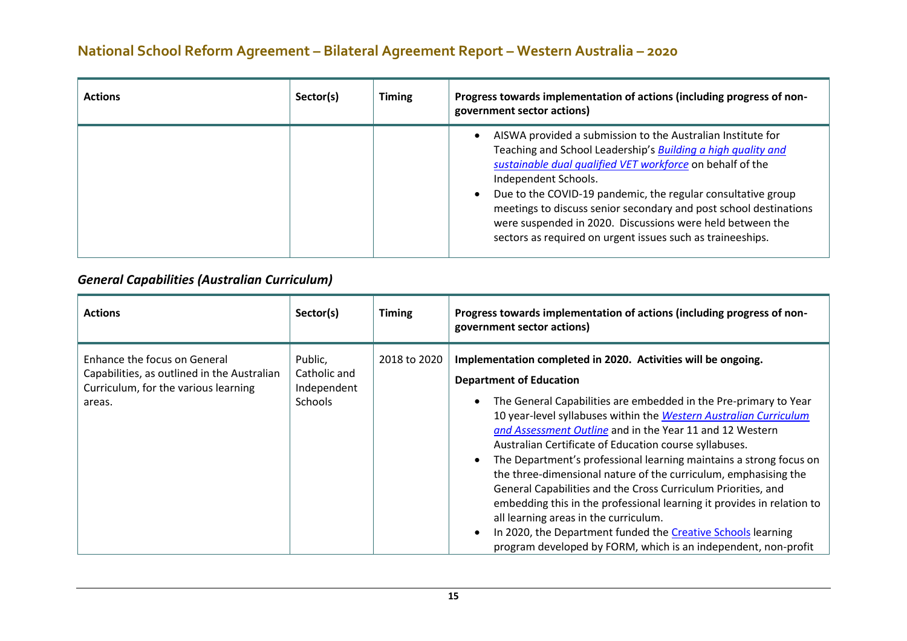| Actions | Sector(s) | Timing | Progress towards implementation of actions (including progress of non-government sector actions) |
|---|---|---|---|
| | | | • AISWA provided a submission to the Australian Institute for Teaching and School Leadership's *Building a high quality and sustainable dual qualified VET workforce* on behalf of the Independent Schools.<br>• Due to the COVID-19 pandemic, the regular consultative group meetings to discuss senior secondary and post school destinations were suspended in 2020. Discussions were held between the sectors as required on urgent issues such as traineeships. |

### *General Capabilities (Australian Curriculum)*

| Actions | Sector(s) | Timing | Progress towards implementation of actions (including progress of non-government sector actions) |
|---|---|---|---|
| Enhance the focus on General Capabilities, as outlined in the Australian Curriculum, for the various learning areas. | Public, Catholic and Independent Schools | 2018 to 2020 | **Implementation completed in 2020. Activities will be ongoing.**<br>**Department of Education**<br>• The General Capabilities are embedded in the Pre-primary to Year 10 year-level syllabuses within the *Western Australian Curriculum and Assessment Outline* and in the Year 11 and 12 Western Australian Certificate of Education course syllabuses.<br>• The Department's professional learning maintains a strong focus on the three-dimensional nature of the curriculum, emphasising the General Capabilities and the Cross Curriculum Priorities, and embedding this in the professional learning it provides in relation to all learning areas in the curriculum.<br>• In 2020, the Department funded the Creative Schools learning program developed by FORM, which is an independent, non-profit |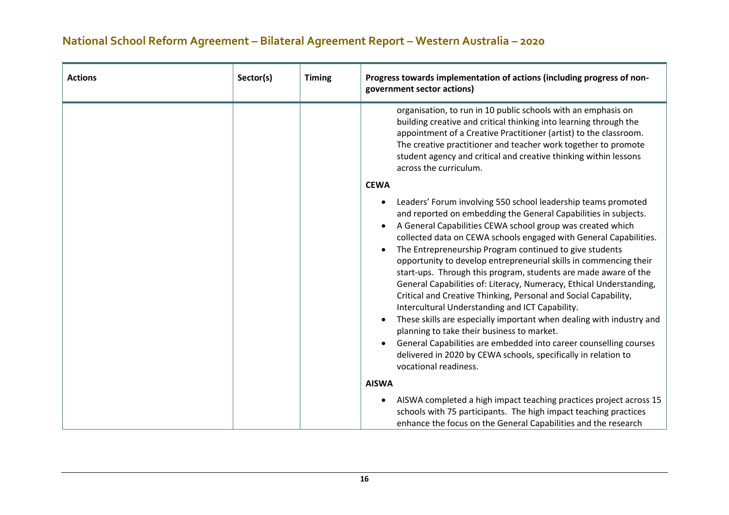| Actions | Sector(s) | Timing | Progress towards implementation of actions (including progress of non-government sector actions) |
|---|---|---|---|
| | | | organisation, to run in 10 public schools with an emphasis on building creative and critical thinking into learning through the appointment of a Creative Practitioner (artist) to the classroom. The creative practitioner and teacher work together to promote student agency and critical and creative thinking within lessons across the curriculum.<br><br>**CEWA**<br><br>• Leaders' Forum involving 550 school leadership teams promoted and reported on embedding the General Capabilities in subjects.<br>• A General Capabilities CEWA school group was created which collected data on CEWA schools engaged with General Capabilities.<br>• The Entrepreneurship Program continued to give students opportunity to develop entrepreneurial skills in commencing their start-ups. Through this program, students are made aware of the General Capabilities of: Literacy, Numeracy, Ethical Understanding, Critical and Creative Thinking, Personal and Social Capability, Intercultural Understanding and ICT Capability.<br>• These skills are especially important when dealing with industry and planning to take their business to market.<br>• General Capabilities are embedded into career counselling courses delivered in 2020 by CEWA schools, specifically in relation to vocational readiness.<br><br>**AISWA**<br><br>• AISWA completed a high impact teaching practices project across 15 schools with 75 participants. The high impact teaching practices enhance the focus on the General Capabilities and the research |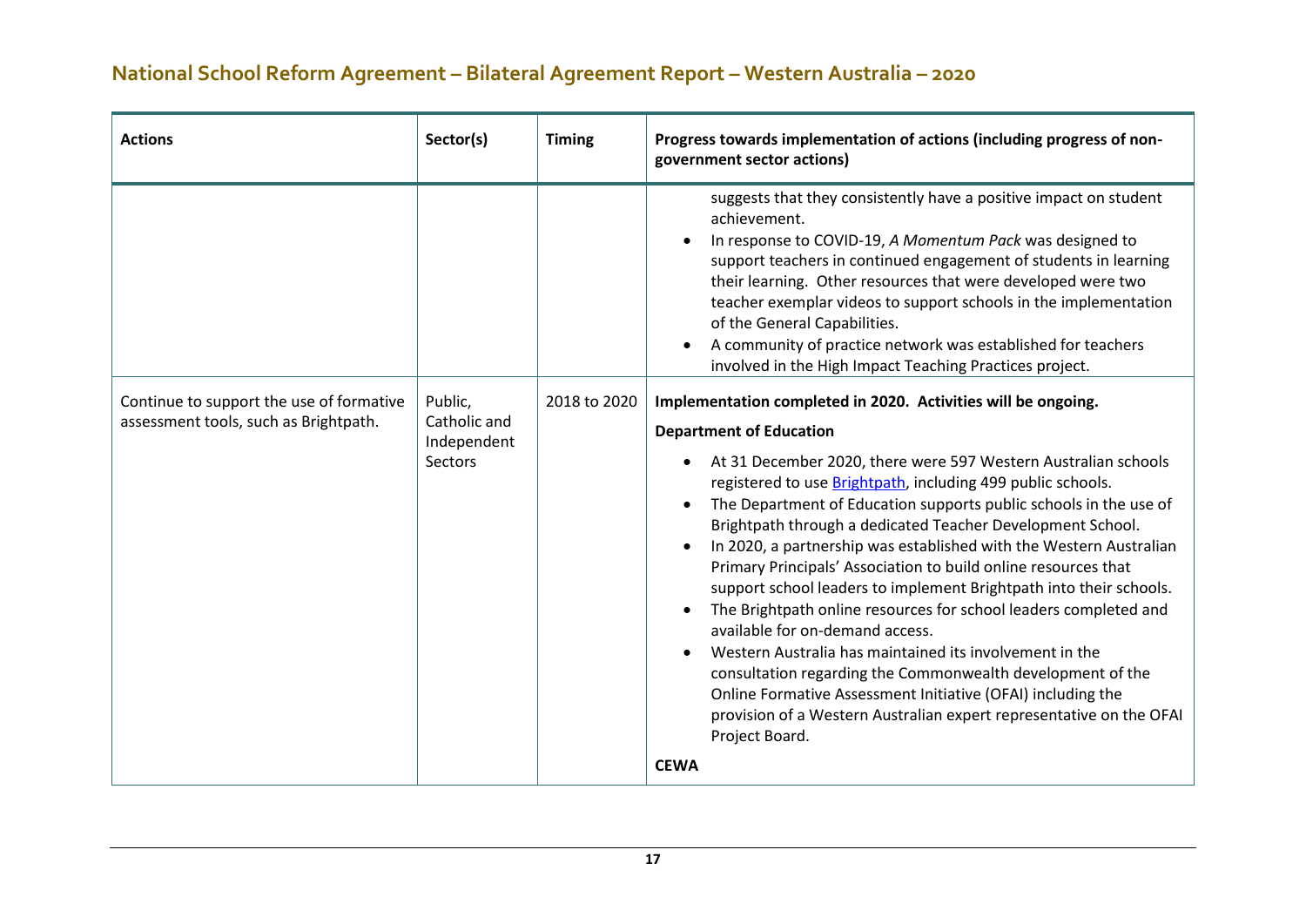## National School Reform Agreement – Bilateral Agreement Report – Western Australia – 2020

| Actions | Sector(s) | Timing | Progress towards implementation of actions (including progress of non-government sector actions) |
|---|---|---|---|
| | | | suggests that they consistently have a positive impact on student achievement.<br>• In response to COVID-19, *A Momentum Pack* was designed to support teachers in continued engagement of students in learning their learning. Other resources that were developed were two teacher exemplar videos to support schools in the implementation of the General Capabilities.<br>• A community of practice network was established for teachers involved in the High Impact Teaching Practices project. |
| Continue to support the use of formative assessment tools, such as Brightpath. | Public, Catholic and Independent Sectors | 2018 to 2020 | **Implementation completed in 2020. Activities will be ongoing.**<br>**Department of Education**<br>• At 31 December 2020, there were 597 Western Australian schools registered to use Brightpath, including 499 public schools.<br>• The Department of Education supports public schools in the use of Brightpath through a dedicated Teacher Development School.<br>• In 2020, a partnership was established with the Western Australian Primary Principals' Association to build online resources that support school leaders to implement Brightpath into their schools.<br>• The Brightpath online resources for school leaders completed and available for on-demand access.<br>• Western Australia has maintained its involvement in the consultation regarding the Commonwealth development of the Online Formative Assessment Initiative (OFAI) including the provision of a Western Australian expert representative on the OFAI Project Board.<br>**CEWA** |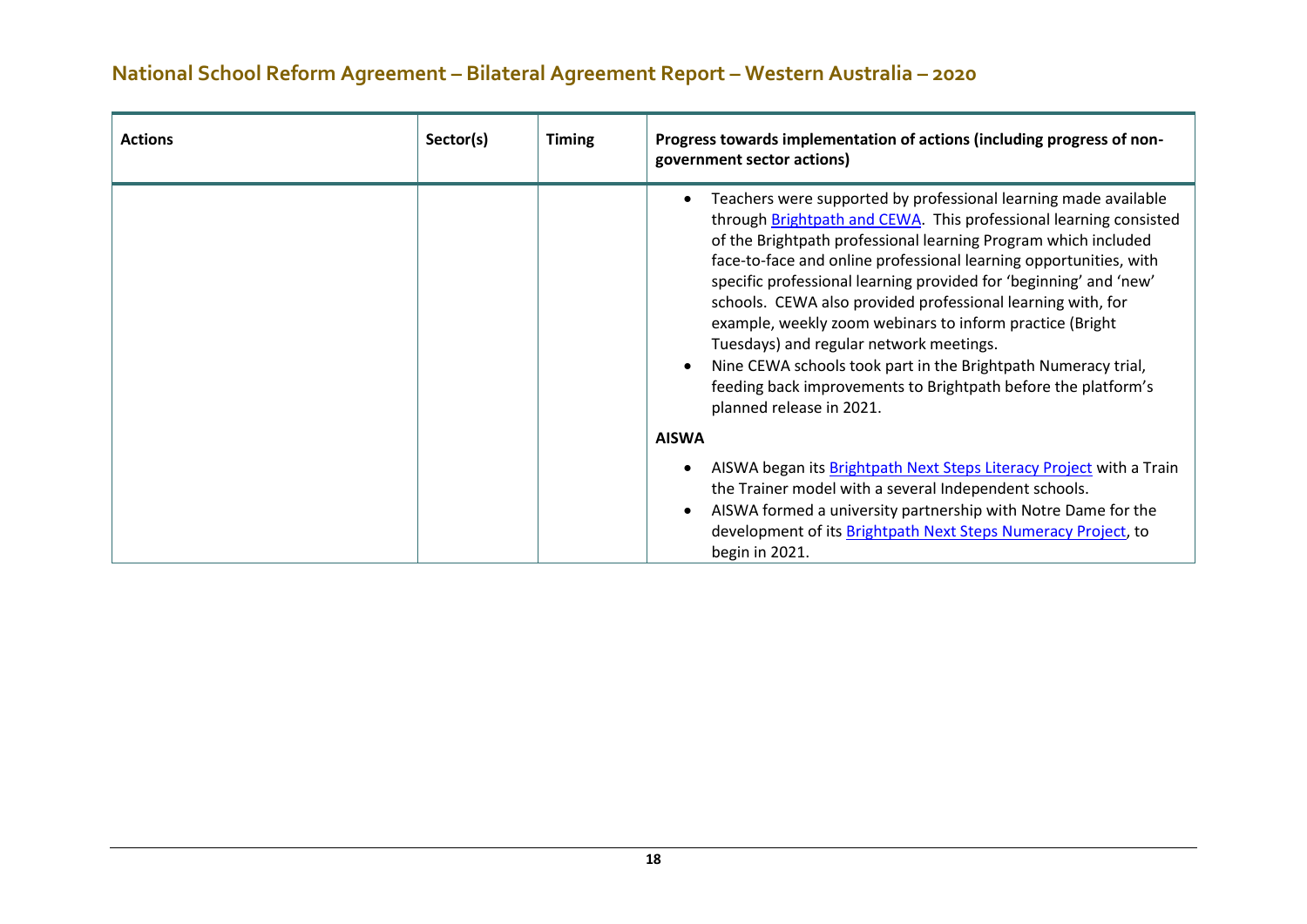## National School Reform Agreement – Bilateral Agreement Report – Western Australia – 2020

| Actions | Sector(s) | Timing | Progress towards implementation of actions (including progress of non-government sector actions) |
| --- | --- | --- | --- |
| | | | • Teachers were supported by professional learning made available through Brightpath and CEWA. This professional learning consisted of the Brightpath professional learning Program which included face-to-face and online professional learning opportunities, with specific professional learning provided for 'beginning' and 'new' schools. CEWA also provided professional learning with, for example, weekly zoom webinars to inform practice (Bright Tuesdays) and regular network meetings.<br>• Nine CEWA schools took part in the Brightpath Numeracy trial, feeding back improvements to Brightpath before the platform's planned release in 2021.<br><br>**AISWA**<br><br>• AISWA began its Brightpath Next Steps Literacy Project with a Train the Trainer model with a several Independent schools.<br>• AISWA formed a university partnership with Notre Dame for the development of its Brightpath Next Steps Numeracy Project, to begin in 2021. |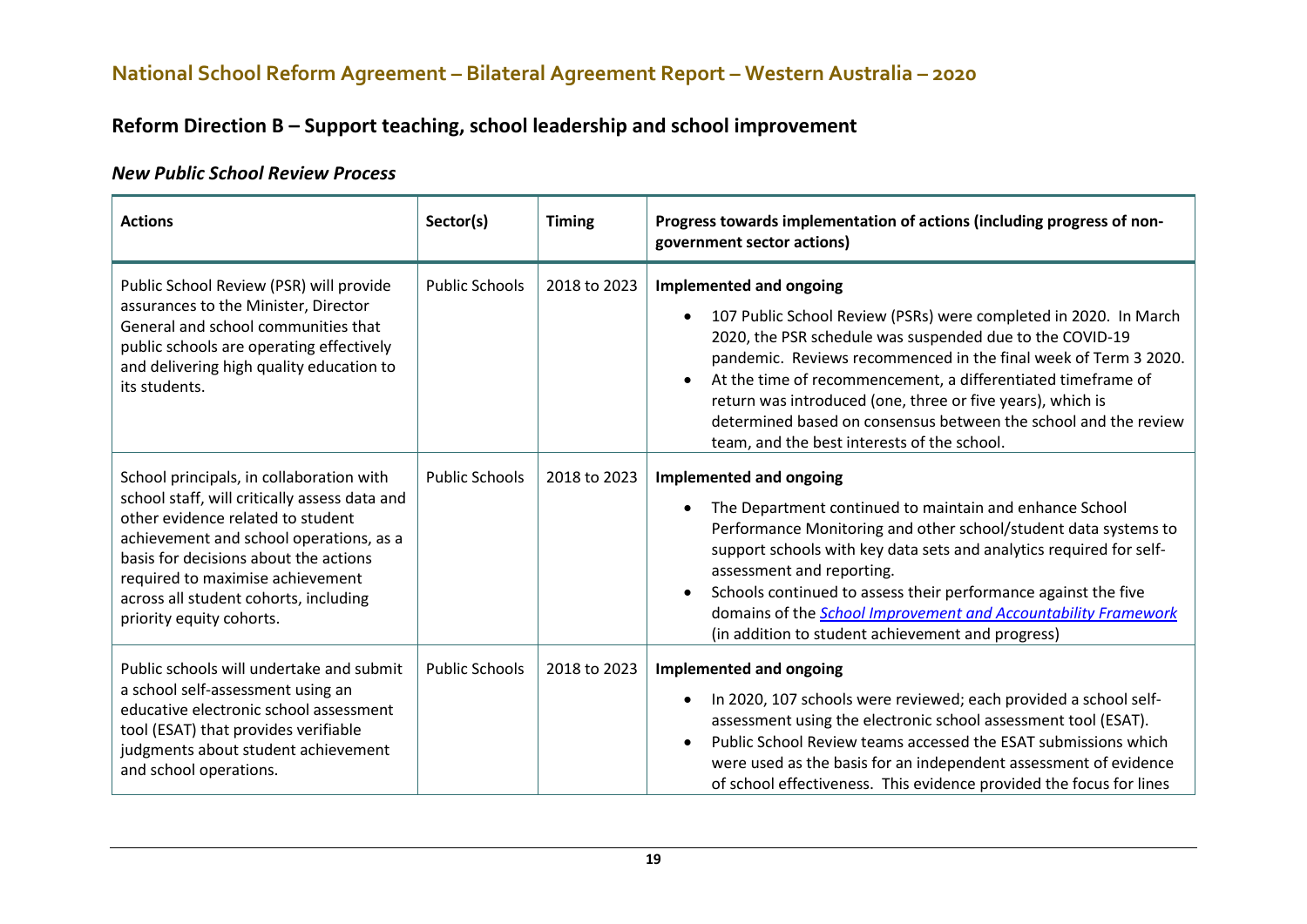## Reform Direction B – Support teaching, school leadership and school improvement

### *New Public School Review Process*

| Actions | Sector(s) | Timing | Progress towards implementation of actions (including progress of non-government sector actions) |
|---|---|---|---|
| Public School Review (PSR) will provide assurances to the Minister, Director General and school communities that public schools are operating effectively and delivering high quality education to its students. | Public Schools | 2018 to 2023 | **Implemented and ongoing**<br>• 107 Public School Review (PSRs) were completed in 2020. In March 2020, the PSR schedule was suspended due to the COVID-19 pandemic. Reviews recommenced in the final week of Term 3 2020.<br>• At the time of recommencement, a differentiated timeframe of return was introduced (one, three or five years), which is determined based on consensus between the school and the review team, and the best interests of the school. |
| School principals, in collaboration with school staff, will critically assess data and other evidence related to student achievement and school operations, as a basis for decisions about the actions required to maximise achievement across all student cohorts, including priority equity cohorts. | Public Schools | 2018 to 2023 | **Implemented and ongoing**<br>• The Department continued to maintain and enhance School Performance Monitoring and other school/student data systems to support schools with key data sets and analytics required for self-assessment and reporting.<br>• Schools continued to assess their performance against the five domains of the *School Improvement and Accountability Framework* (in addition to student achievement and progress) |
| Public schools will undertake and submit a school self-assessment using an educative electronic school assessment tool (ESAT) that provides verifiable judgments about student achievement and school operations. | Public Schools | 2018 to 2023 | **Implemented and ongoing**<br>• In 2020, 107 schools were reviewed; each provided a school self-assessment using the electronic school assessment tool (ESAT).<br>• Public School Review teams accessed the ESAT submissions which were used as the basis for an independent assessment of evidence of school effectiveness. This evidence provided the focus for lines |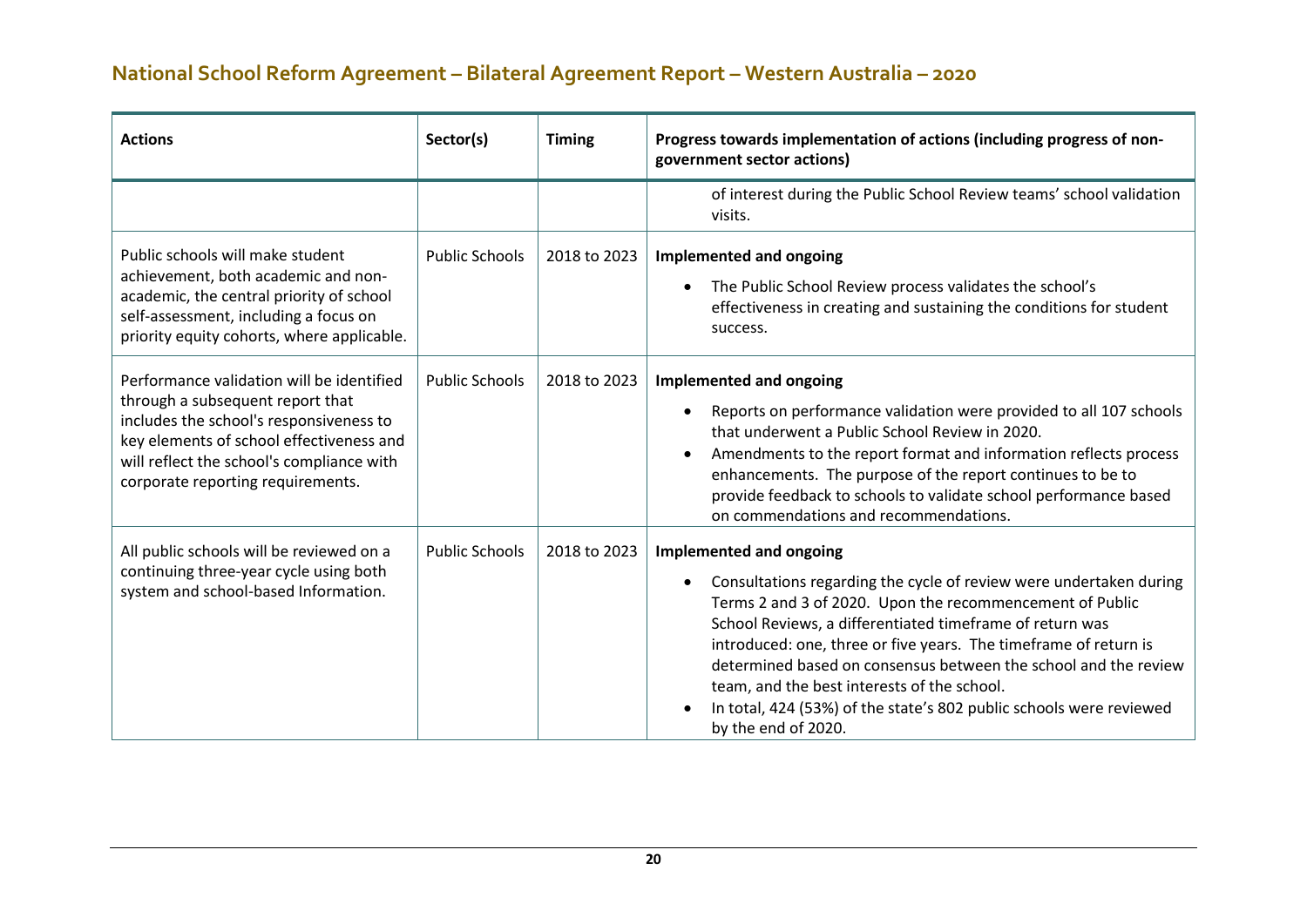## National School Reform Agreement – Bilateral Agreement Report – Western Australia – 2020

| Actions | Sector(s) | Timing | Progress towards implementation of actions (including progress of non-government sector actions) |
|---|---|---|---|
| | | | of interest during the Public School Review teams' school validation visits. |
| Public schools will make student achievement, both academic and non-academic, the central priority of school self-assessment, including a focus on priority equity cohorts, where applicable. | Public Schools | 2018 to 2023 | **Implemented and ongoing**<br>• The Public School Review process validates the school's effectiveness in creating and sustaining the conditions for student success. |
| Performance validation will be identified through a subsequent report that includes the school's responsiveness to key elements of school effectiveness and will reflect the school's compliance with corporate reporting requirements. | Public Schools | 2018 to 2023 | **Implemented and ongoing**<br>• Reports on performance validation were provided to all 107 schools that underwent a Public School Review in 2020.<br>• Amendments to the report format and information reflects process enhancements. The purpose of the report continues to be to provide feedback to schools to validate school performance based on commendations and recommendations. |
| All public schools will be reviewed on a continuing three-year cycle using both system and school-based Information. | Public Schools | 2018 to 2023 | **Implemented and ongoing**<br>• Consultations regarding the cycle of review were undertaken during Terms 2 and 3 of 2020. Upon the recommencement of Public School Reviews, a differentiated timeframe of return was introduced: one, three or five years. The timeframe of return is determined based on consensus between the school and the review team, and the best interests of the school.<br>• In total, 424 (53%) of the state's 802 public schools were reviewed by the end of 2020. |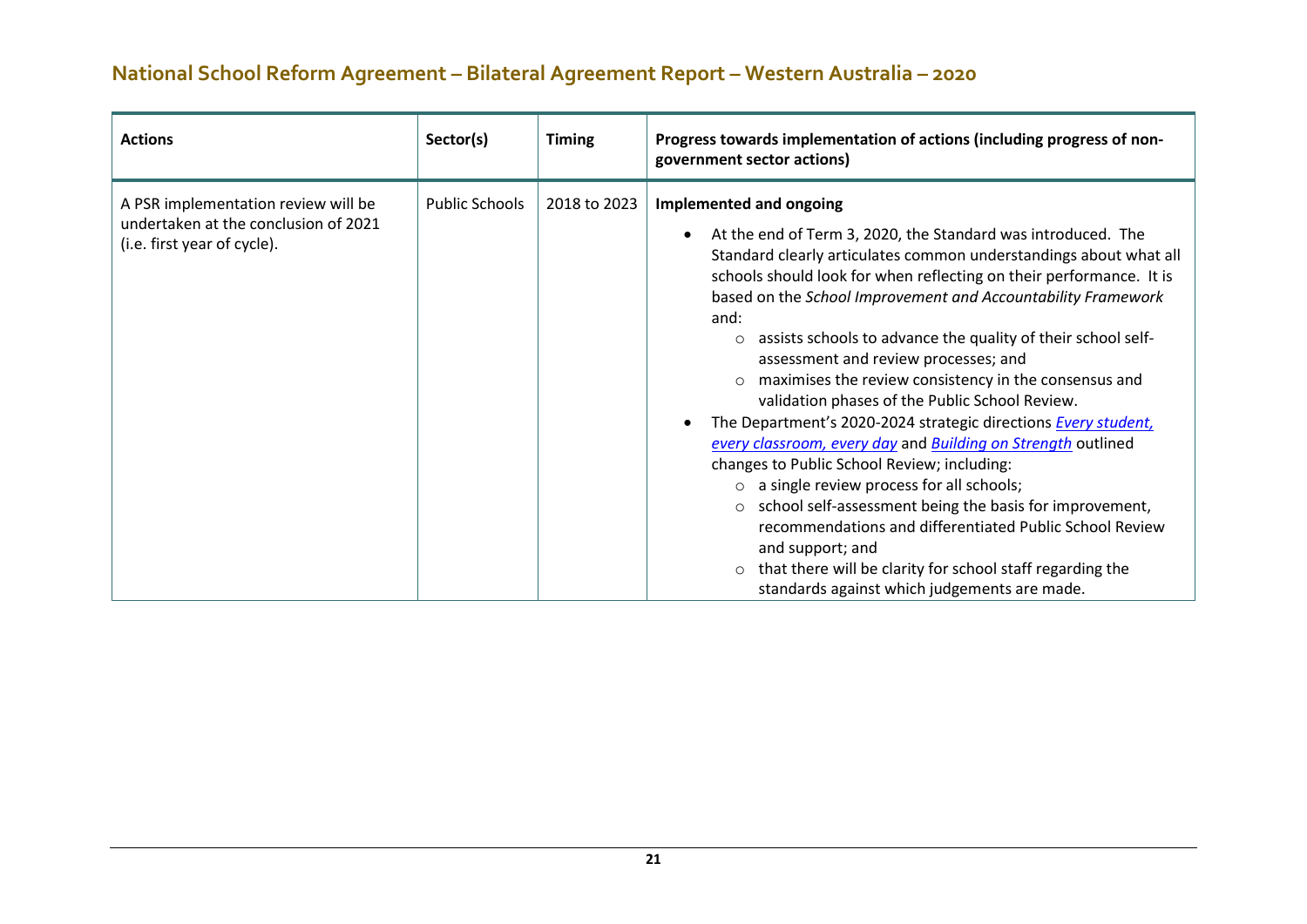## National School Reform Agreement – Bilateral Agreement Report – Western Australia – 2020

| Actions | Sector(s) | Timing | Progress towards implementation of actions (including progress of non-government sector actions) |
|---|---|---|---|
| A PSR implementation review will be undertaken at the conclusion of 2021 (i.e. first year of cycle). | Public Schools | 2018 to 2023 | **Implemented and ongoing**<br>• At the end of Term 3, 2020, the Standard was introduced. The Standard clearly articulates common understandings about what all schools should look for when reflecting on their performance. It is based on the *School Improvement and Accountability Framework* and:<br>○ assists schools to advance the quality of their school self-assessment and review processes; and<br>○ maximises the review consistency in the consensus and validation phases of the Public School Review.<br>• The Department's 2020-2024 strategic directions *Every student, every classroom, every day* and *Building on Strength* outlined changes to Public School Review; including:<br>○ a single review process for all schools;<br>○ school self-assessment being the basis for improvement, recommendations and differentiated Public School Review and support; and<br>○ that there will be clarity for school staff regarding the standards against which judgements are made. |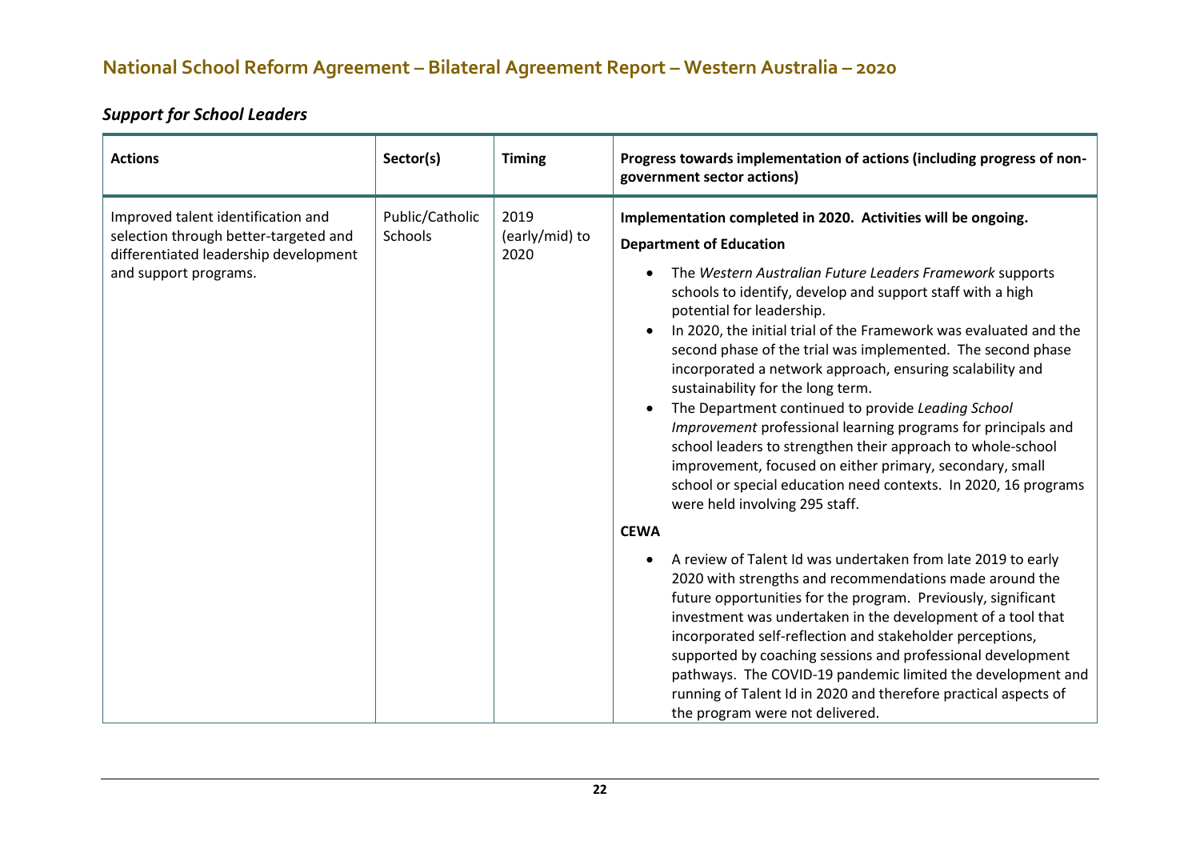## Support for School Leaders

| Actions | Sector(s) | Timing | Progress towards implementation of actions (including progress of non-government sector actions) |
|---|---|---|---|
| Improved talent identification and selection through better-targeted and differentiated leadership development and support programs. | Public/Catholic Schools | 2019 (early/mid) to 2020 | **Implementation completed in 2020. Activities will be ongoing.**<br>**Department of Education**<br>• The *Western Australian Future Leaders Framework* supports schools to identify, develop and support staff with a high potential for leadership.<br>• In 2020, the initial trial of the Framework was evaluated and the second phase of the trial was implemented. The second phase incorporated a network approach, ensuring scalability and sustainability for the long term.<br>• The Department continued to provide *Leading School Improvement* professional learning programs for principals and school leaders to strengthen their approach to whole-school improvement, focused on either primary, secondary, small school or special education need contexts. In 2020, 16 programs were held involving 295 staff.<br>**CEWA**<br>• A review of Talent Id was undertaken from late 2019 to early 2020 with strengths and recommendations made around the future opportunities for the program. Previously, significant investment was undertaken in the development of a tool that incorporated self-reflection and stakeholder perceptions, supported by coaching sessions and professional development pathways. The COVID-19 pandemic limited the development and running of Talent Id in 2020 and therefore practical aspects of the program were not delivered. |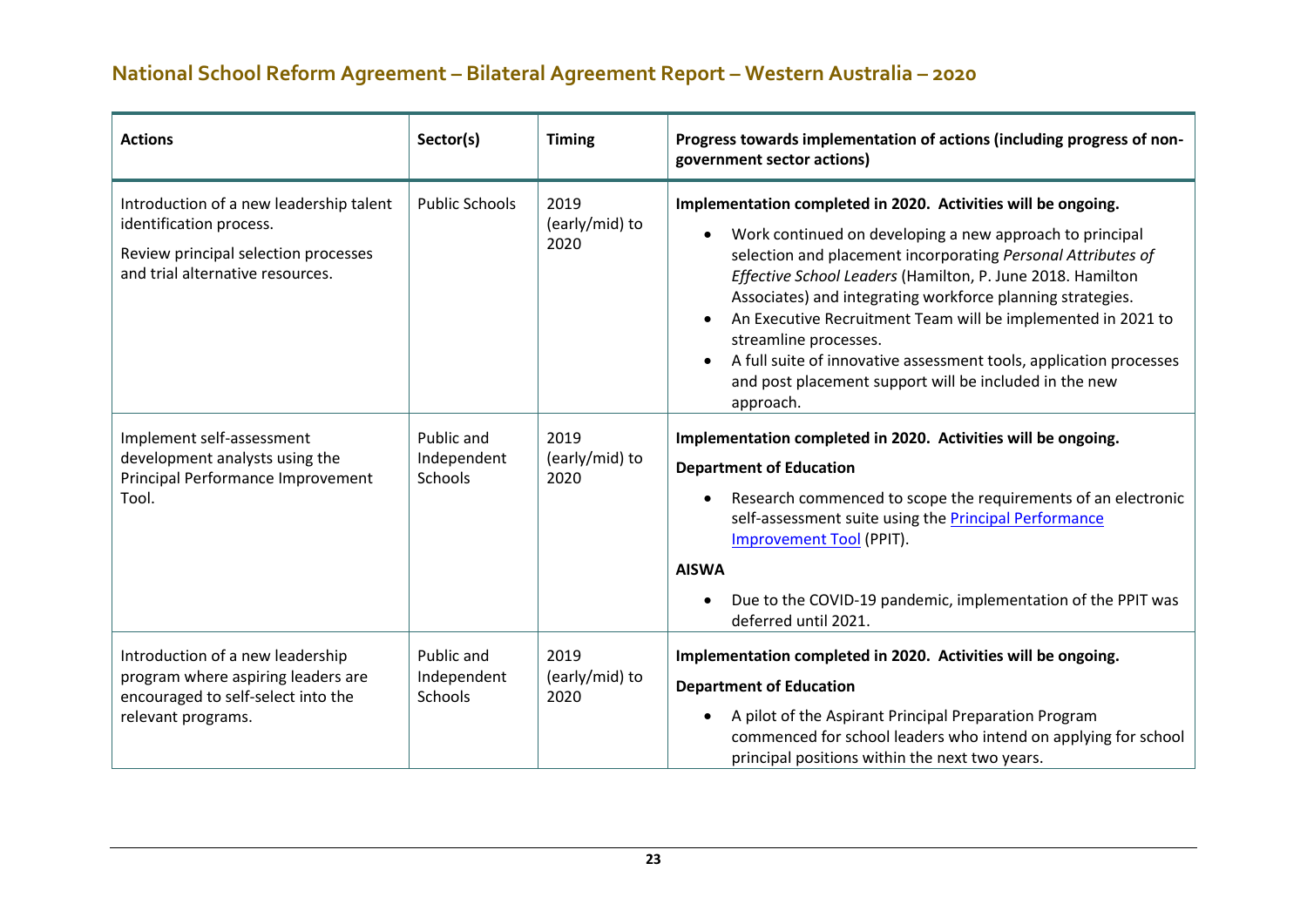# National School Reform Agreement – Bilateral Agreement Report – Western Australia – 2020

| Actions | Sector(s) | Timing | Progress towards implementation of actions (including progress of non-government sector actions) |
|---|---|---|---|
| Introduction of a new leadership talent identification process.<br><br>Review principal selection processes and trial alternative resources. | Public Schools | 2019 (early/mid) to 2020 | **Implementation completed in 2020. Activities will be ongoing.**<br><br>• Work continued on developing a new approach to principal selection and placement incorporating *Personal Attributes of Effective School Leaders* (Hamilton, P. June 2018. Hamilton Associates) and integrating workforce planning strategies.<br>• An Executive Recruitment Team will be implemented in 2021 to streamline processes.<br>• A full suite of innovative assessment tools, application processes and post placement support will be included in the new approach. |
| Implement self-assessment development analysts using the Principal Performance Improvement Tool. | Public and Independent Schools | 2019 (early/mid) to 2020 | **Implementation completed in 2020. Activities will be ongoing.**<br><br>**Department of Education**<br><br>• Research commenced to scope the requirements of an electronic self-assessment suite using the Principal Performance Improvement Tool (PPIT).<br><br>**AISWA**<br><br>• Due to the COVID-19 pandemic, implementation of the PPIT was deferred until 2021. |
| Introduction of a new leadership program where aspiring leaders are encouraged to self-select into the relevant programs. | Public and Independent Schools | 2019 (early/mid) to 2020 | **Implementation completed in 2020. Activities will be ongoing.**<br><br>**Department of Education**<br><br>• A pilot of the Aspirant Principal Preparation Program commenced for school leaders who intend on applying for school principal positions within the next two years. |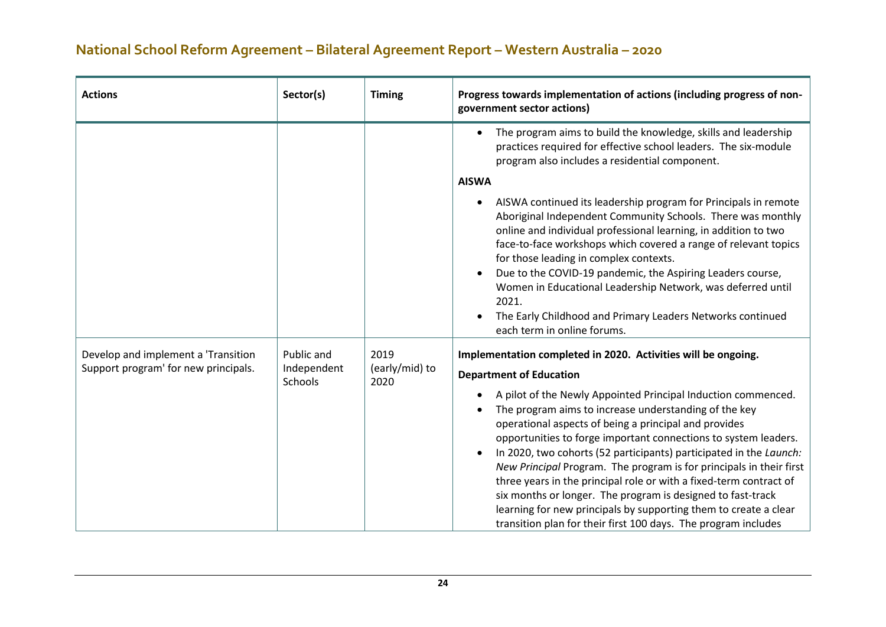| Actions | Sector(s) | Timing | Progress towards implementation of actions (including progress of non-government sector actions) |
|---|---|---|---|
| | | | • The program aims to build the knowledge, skills and leadership practices required for effective school leaders. The six-module program also includes a residential component.<br><br>**AISWA**<br><br>• AISWA continued its leadership program for Principals in remote Aboriginal Independent Community Schools. There was monthly online and individual professional learning, in addition to two face-to-face workshops which covered a range of relevant topics for those leading in complex contexts.<br>• Due to the COVID-19 pandemic, the Aspiring Leaders course, Women in Educational Leadership Network, was deferred until 2021.<br>• The Early Childhood and Primary Leaders Networks continued each term in online forums. |
| Develop and implement a 'Transition Support program' for new principals. | Public and Independent Schools | 2019 (early/mid) to 2020 | **Implementation completed in 2020. Activities will be ongoing.**<br><br>**Department of Education**<br><br>• A pilot of the Newly Appointed Principal Induction commenced.<br>• The program aims to increase understanding of the key operational aspects of being a principal and provides opportunities to forge important connections to system leaders.<br>• In 2020, two cohorts (52 participants) participated in the *Launch: New Principal* Program. The program is for principals in their first three years in the principal role or with a fixed-term contract of six months or longer. The program is designed to fast-track learning for new principals by supporting them to create a clear transition plan for their first 100 days. The program includes |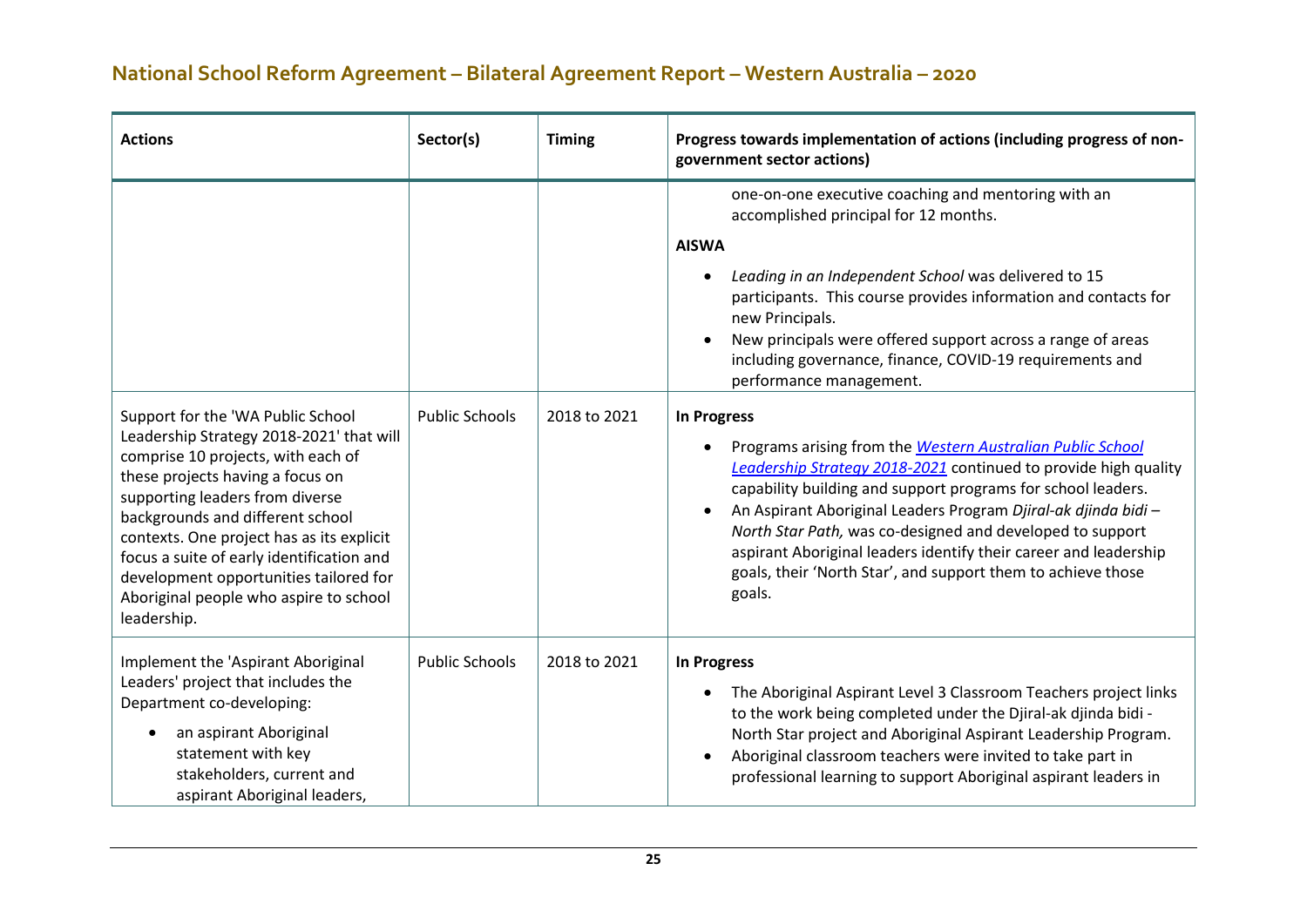| Actions | Sector(s) | Timing | Progress towards implementation of actions (including progress of non-government sector actions) |
|---|---|---|---|
| | | | one-on-one executive coaching and mentoring with an accomplished principal for 12 months.<br><br>**AISWA**<br><br>• *Leading in an Independent School* was delivered to 15 participants. This course provides information and contacts for new Principals.<br>• New principals were offered support across a range of areas including governance, finance, COVID-19 requirements and performance management. |
| Support for the 'WA Public School Leadership Strategy 2018-2021' that will comprise 10 projects, with each of these projects having a focus on supporting leaders from diverse backgrounds and different school contexts. One project has as its explicit focus a suite of early identification and development opportunities tailored for Aboriginal people who aspire to school leadership. | Public Schools | 2018 to 2021 | **In Progress**<br><br>• Programs arising from the *Western Australian Public School Leadership Strategy 2018-2021* continued to provide high quality capability building and support programs for school leaders.<br>• An Aspirant Aboriginal Leaders Program *Djiral-ak djinda bidi – North Star Path,* was co-designed and developed to support aspirant Aboriginal leaders identify their career and leadership goals, their 'North Star', and support them to achieve those goals. |
| Implement the 'Aspirant Aboriginal Leaders' project that includes the Department co-developing:<br><br>• an aspirant Aboriginal statement with key stakeholders, current and aspirant Aboriginal leaders, | Public Schools | 2018 to 2021 | **In Progress**<br><br>• The Aboriginal Aspirant Level 3 Classroom Teachers project links to the work being completed under the Djiral-ak djinda bidi - North Star project and Aboriginal Aspirant Leadership Program.<br>• Aboriginal classroom teachers were invited to take part in professional learning to support Aboriginal aspirant leaders in |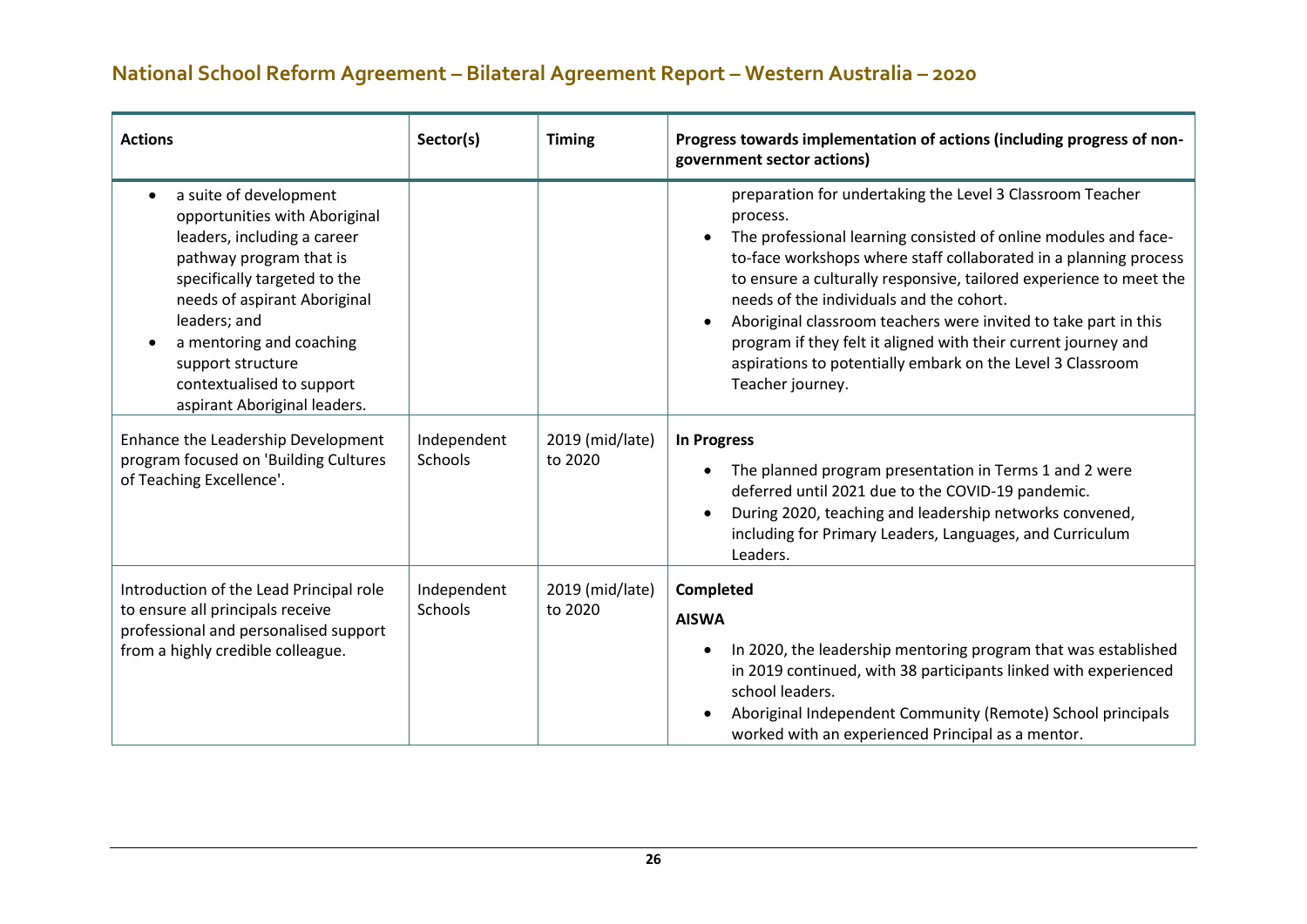## National School Reform Agreement – Bilateral Agreement Report – Western Australia – 2020

| Actions | Sector(s) | Timing | Progress towards implementation of actions (including progress of non-government sector actions) |
|---|---|---|---|
| <ul><li>a suite of development opportunities with Aboriginal leaders, including a career pathway program that is specifically targeted to the needs of aspirant Aboriginal leaders; and</li><li>a mentoring and coaching support structure contextualised to support aspirant Aboriginal leaders.</li></ul> | | | preparation for undertaking the Level 3 Classroom Teacher process.<ul><li>The professional learning consisted of online modules and face-to-face workshops where staff collaborated in a planning process to ensure a culturally responsive, tailored experience to meet the needs of the individuals and the cohort.</li><li>Aboriginal classroom teachers were invited to take part in this program if they felt it aligned with their current journey and aspirations to potentially embark on the Level 3 Classroom Teacher journey.</li></ul> |
| Enhance the Leadership Development program focused on 'Building Cultures of Teaching Excellence'. | Independent Schools | 2019 (mid/late) to 2020 | **In Progress**<ul><li>The planned program presentation in Terms 1 and 2 were deferred until 2021 due to the COVID-19 pandemic.</li><li>During 2020, teaching and leadership networks convened, including for Primary Leaders, Languages, and Curriculum Leaders.</li></ul> |
| Introduction of the Lead Principal role to ensure all principals receive professional and personalised support from a highly credible colleague. | Independent Schools | 2019 (mid/late) to 2020 | **Completed**<br>**AISWA**<ul><li>In 2020, the leadership mentoring program that was established in 2019 continued, with 38 participants linked with experienced school leaders.</li><li>Aboriginal Independent Community (Remote) School principals worked with an experienced Principal as a mentor.</li></ul> |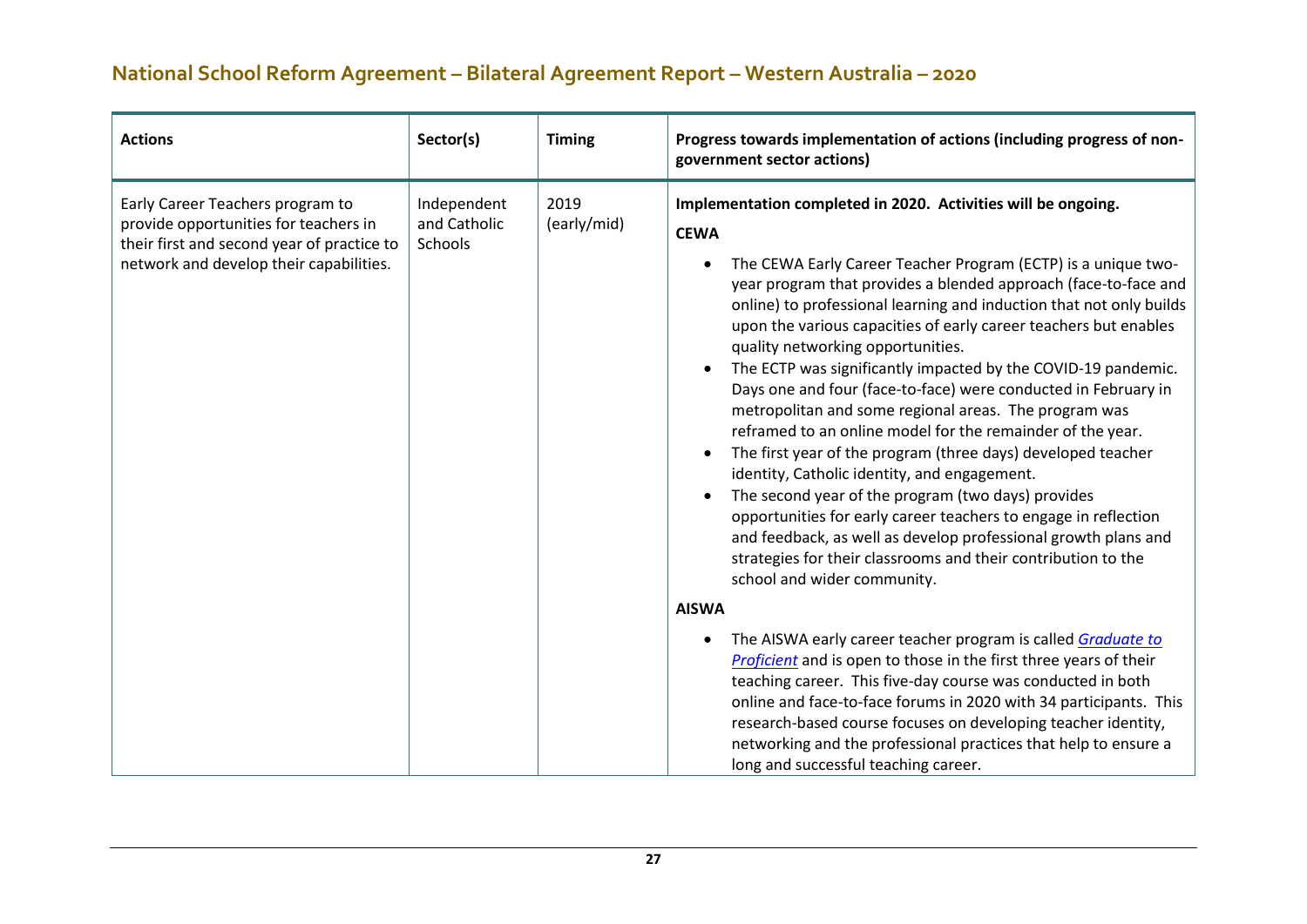## National School Reform Agreement – Bilateral Agreement Report – Western Australia – 2020

| Actions | Sector(s) | Timing | Progress towards implementation of actions (including progress of non-government sector actions) |
|---|---|---|---|
| Early Career Teachers program to provide opportunities for teachers in their first and second year of practice to network and develop their capabilities. | Independent and Catholic Schools | 2019 (early/mid) | **Implementation completed in 2020. Activities will be ongoing.**<br><br>**CEWA**<br><br>• The CEWA Early Career Teacher Program (ECTP) is a unique two-year program that provides a blended approach (face-to-face and online) to professional learning and induction that not only builds upon the various capacities of early career teachers but enables quality networking opportunities.<br>• The ECTP was significantly impacted by the COVID-19 pandemic. Days one and four (face-to-face) were conducted in February in metropolitan and some regional areas. The program was reframed to an online model for the remainder of the year.<br>• The first year of the program (three days) developed teacher identity, Catholic identity, and engagement.<br>• The second year of the program (two days) provides opportunities for early career teachers to engage in reflection and feedback, as well as develop professional growth plans and strategies for their classrooms and their contribution to the school and wider community.<br><br>**AISWA**<br><br>• The AISWA early career teacher program is called *Graduate to Proficient* and is open to those in the first three years of their teaching career. This five-day course was conducted in both online and face-to-face forums in 2020 with 34 participants. This research-based course focuses on developing teacher identity, networking and the professional practices that help to ensure a long and successful teaching career. |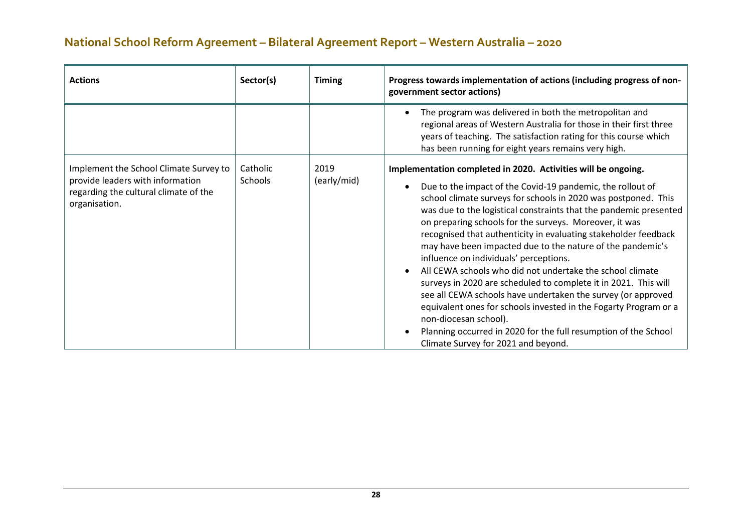| Actions | Sector(s) | Timing | Progress towards implementation of actions (including progress of non-government sector actions) |
|---|---|---|---|
| | | | • The program was delivered in both the metropolitan and regional areas of Western Australia for those in their first three years of teaching. The satisfaction rating for this course which has been running for eight years remains very high. |
| Implement the School Climate Survey to provide leaders with information regarding the cultural climate of the organisation. | Catholic Schools | 2019 (early/mid) | **Implementation completed in 2020. Activities will be ongoing.**<br>• Due to the impact of the Covid-19 pandemic, the rollout of school climate surveys for schools in 2020 was postponed. This was due to the logistical constraints that the pandemic presented on preparing schools for the surveys. Moreover, it was recognised that authenticity in evaluating stakeholder feedback may have been impacted due to the nature of the pandemic's influence on individuals' perceptions.<br>• All CEWA schools who did not undertake the school climate surveys in 2020 are scheduled to complete it in 2021. This will see all CEWA schools have undertaken the survey (or approved equivalent ones for schools invested in the Fogarty Program or a non-diocesan school).<br>• Planning occurred in 2020 for the full resumption of the School Climate Survey for 2021 and beyond. |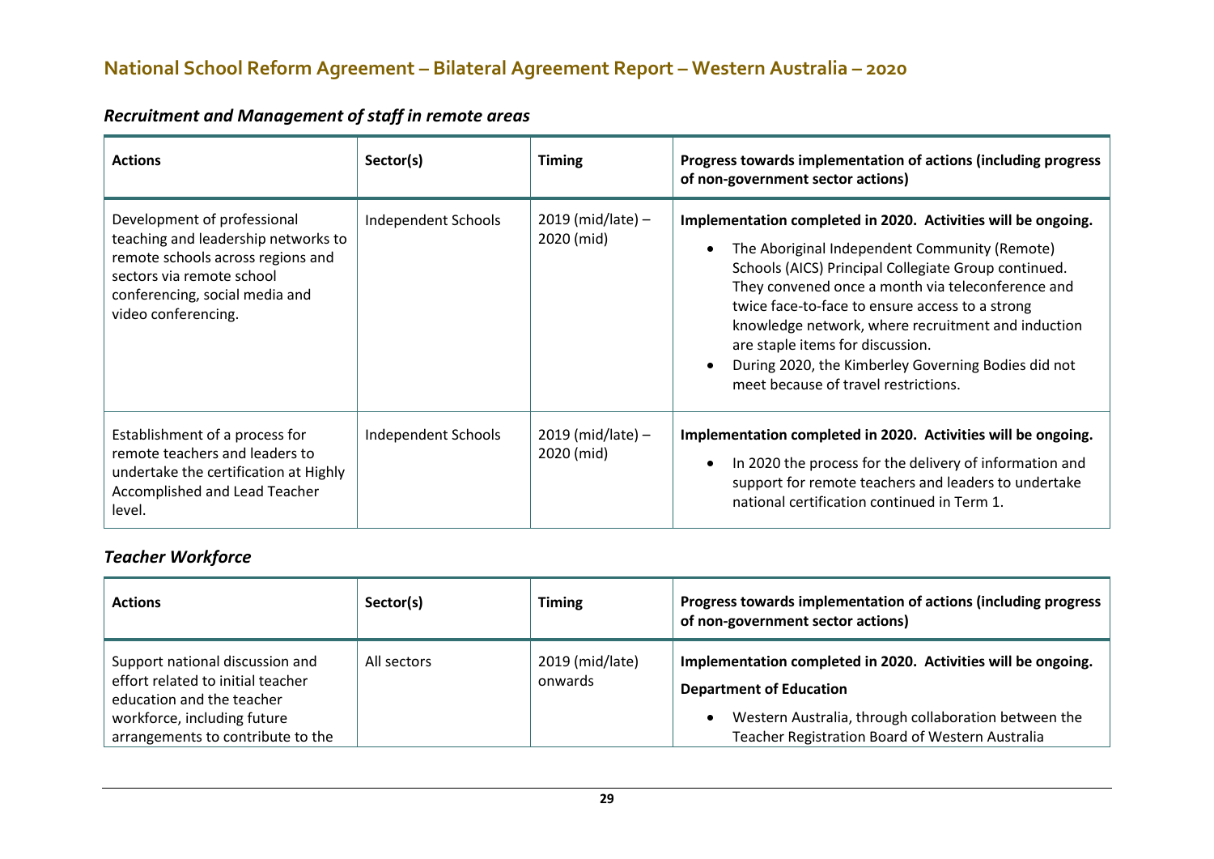### *Recruitment and Management of staff in remote areas*

| Actions | Sector(s) | Timing | Progress towards implementation of actions (including progress of non-government sector actions) |
|---|---|---|---|
| Development of professional teaching and leadership networks to remote schools across regions and sectors via remote school conferencing, social media and video conferencing. | Independent Schools | 2019 (mid/late) – 2020 (mid) | **Implementation completed in 2020. Activities will be ongoing.**<br>• The Aboriginal Independent Community (Remote) Schools (AICS) Principal Collegiate Group continued. They convened once a month via teleconference and twice face-to-face to ensure access to a strong knowledge network, where recruitment and induction are staple items for discussion.<br>• During 2020, the Kimberley Governing Bodies did not meet because of travel restrictions. |
| Establishment of a process for remote teachers and leaders to undertake the certification at Highly Accomplished and Lead Teacher level. | Independent Schools | 2019 (mid/late) – 2020 (mid) | **Implementation completed in 2020. Activities will be ongoing.**<br>• In 2020 the process for the delivery of information and support for remote teachers and leaders to undertake national certification continued in Term 1. |

### *Teacher Workforce*

| Actions | Sector(s) | Timing | Progress towards implementation of actions (including progress of non-government sector actions) |
|---|---|---|---|
| Support national discussion and effort related to initial teacher education and the teacher workforce, including future arrangements to contribute to the | All sectors | 2019 (mid/late) onwards | **Implementation completed in 2020. Activities will be ongoing.**<br>**Department of Education**<br>• Western Australia, through collaboration between the Teacher Registration Board of Western Australia |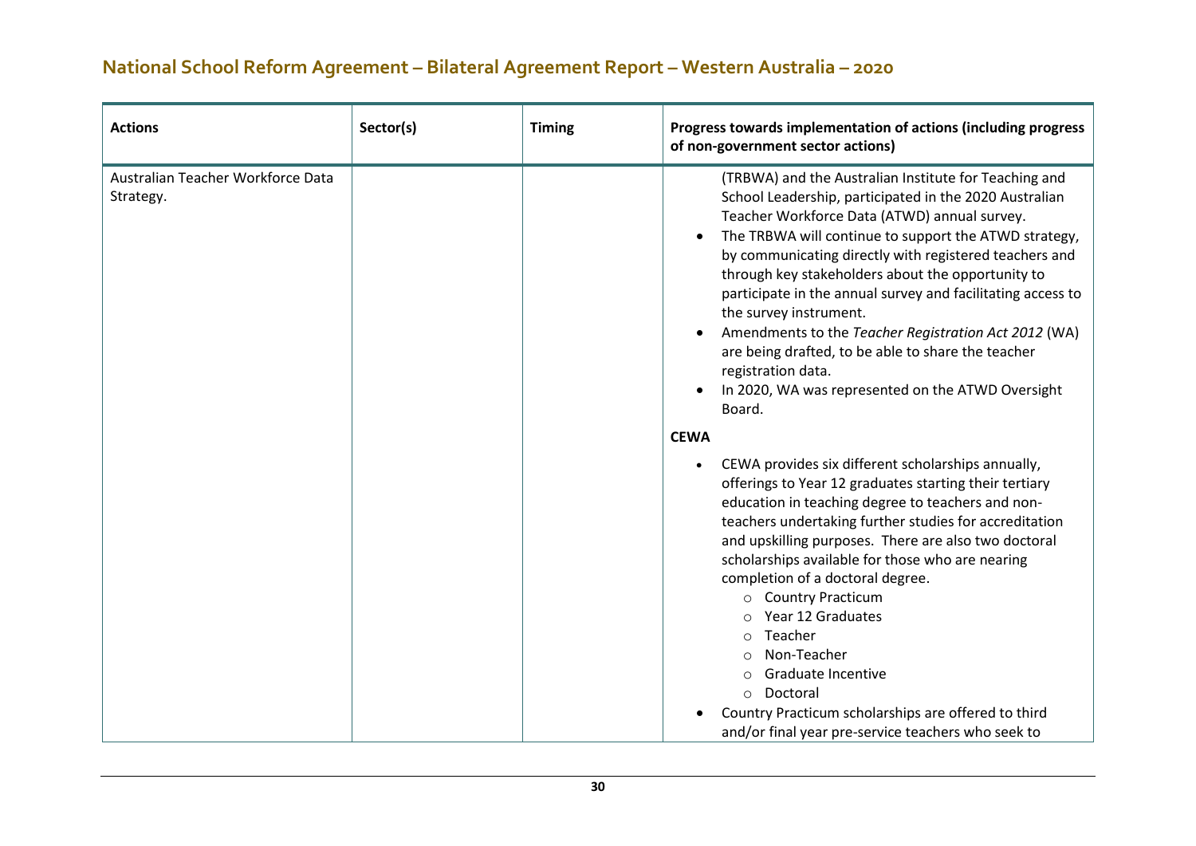## National School Reform Agreement – Bilateral Agreement Report – Western Australia – 2020

| Actions | Sector(s) | Timing | Progress towards implementation of actions (including progress of non-government sector actions) |
| --- | --- | --- | --- |
| Australian Teacher Workforce Data Strategy. | | | (TRBWA) and the Australian Institute for Teaching and School Leadership, participated in the 2020 Australian Teacher Workforce Data (ATWD) annual survey.<br>• The TRBWA will continue to support the ATWD strategy, by communicating directly with registered teachers and through key stakeholders about the opportunity to participate in the annual survey and facilitating access to the survey instrument.<br>• Amendments to the *Teacher Registration Act 2012* (WA) are being drafted, to be able to share the teacher registration data.<br>• In 2020, WA was represented on the ATWD Oversight Board.<br><br>**CEWA**<br><br>• CEWA provides six different scholarships annually, offerings to Year 12 graduates starting their tertiary education in teaching degree to teachers and non-teachers undertaking further studies for accreditation and upskilling purposes. There are also two doctoral scholarships available for those who are nearing completion of a doctoral degree.<br>&nbsp;&nbsp;&nbsp;&nbsp;○ Country Practicum<br>&nbsp;&nbsp;&nbsp;&nbsp;○ Year 12 Graduates<br>&nbsp;&nbsp;&nbsp;&nbsp;○ Teacher<br>&nbsp;&nbsp;&nbsp;&nbsp;○ Non-Teacher<br>&nbsp;&nbsp;&nbsp;&nbsp;○ Graduate Incentive<br>&nbsp;&nbsp;&nbsp;&nbsp;○ Doctoral<br>• Country Practicum scholarships are offered to third and/or final year pre-service teachers who seek to |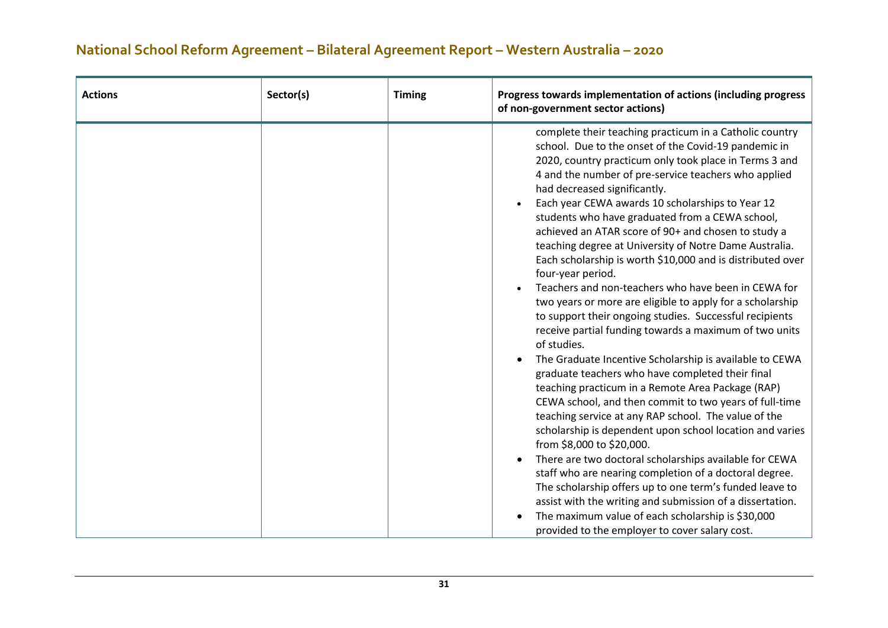| Actions | Sector(s) | Timing | Progress towards implementation of actions (including progress of non-government sector actions) |
|---|---|---|---|
| | | | complete their teaching practicum in a Catholic country school. Due to the onset of the Covid-19 pandemic in 2020, country practicum only took place in Terms 3 and 4 and the number of pre-service teachers who applied had decreased significantly. <br>• Each year CEWA awards 10 scholarships to Year 12 students who have graduated from a CEWA school, achieved an ATAR score of 90+ and chosen to study a teaching degree at University of Notre Dame Australia. Each scholarship is worth $10,000 and is distributed over four-year period. <br>• Teachers and non-teachers who have been in CEWA for two years or more are eligible to apply for a scholarship to support their ongoing studies. Successful recipients receive partial funding towards a maximum of two units of studies. <br>• The Graduate Incentive Scholarship is available to CEWA graduate teachers who have completed their final teaching practicum in a Remote Area Package (RAP) CEWA school, and then commit to two years of full-time teaching service at any RAP school. The value of the scholarship is dependent upon school location and varies from $8,000 to $20,000. <br>• There are two doctoral scholarships available for CEWA staff who are nearing completion of a doctoral degree. The scholarship offers up to one term's funded leave to assist with the writing and submission of a dissertation. <br>• The maximum value of each scholarship is $30,000 provided to the employer to cover salary cost. |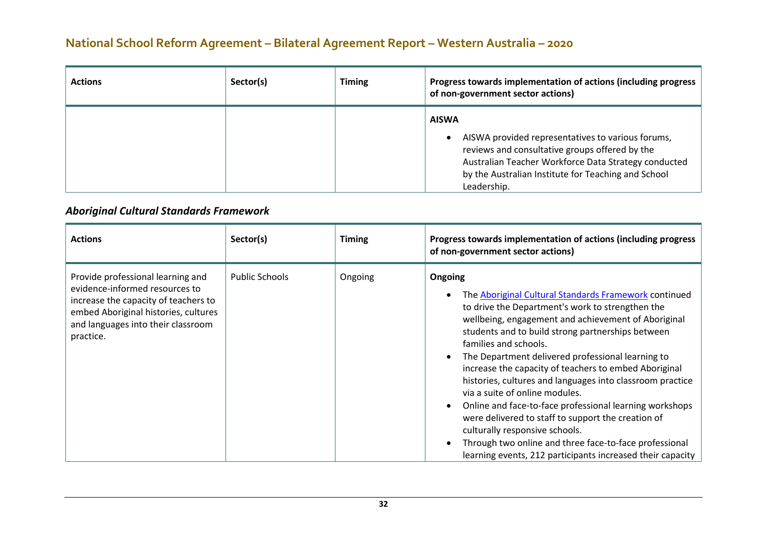# National School Reform Agreement – Bilateral Agreement Report – Western Australia – 2020

| Actions | Sector(s) | Timing | Progress towards implementation of actions (including progress of non-government sector actions) |
|---|---|---|---|
| | | | **AISWA**<br><br>• AISWA provided representatives to various forums, reviews and consultative groups offered by the Australian Teacher Workforce Data Strategy conducted by the Australian Institute for Teaching and School Leadership. |

### *Aboriginal Cultural Standards Framework*

| Actions | Sector(s) | Timing | Progress towards implementation of actions (including progress of non-government sector actions) |
|---|---|---|---|
| Provide professional learning and evidence-informed resources to increase the capacity of teachers to embed Aboriginal histories, cultures and languages into their classroom practice. | Public Schools | Ongoing | **Ongoing**<br><br>• The Aboriginal Cultural Standards Framework continued to drive the Department's work to strengthen the wellbeing, engagement and achievement of Aboriginal students and to build strong partnerships between families and schools.<br>• The Department delivered professional learning to increase the capacity of teachers to embed Aboriginal histories, cultures and languages into classroom practice via a suite of online modules.<br>• Online and face-to-face professional learning workshops were delivered to staff to support the creation of culturally responsive schools.<br>• Through two online and three face-to-face professional learning events, 212 participants increased their capacity |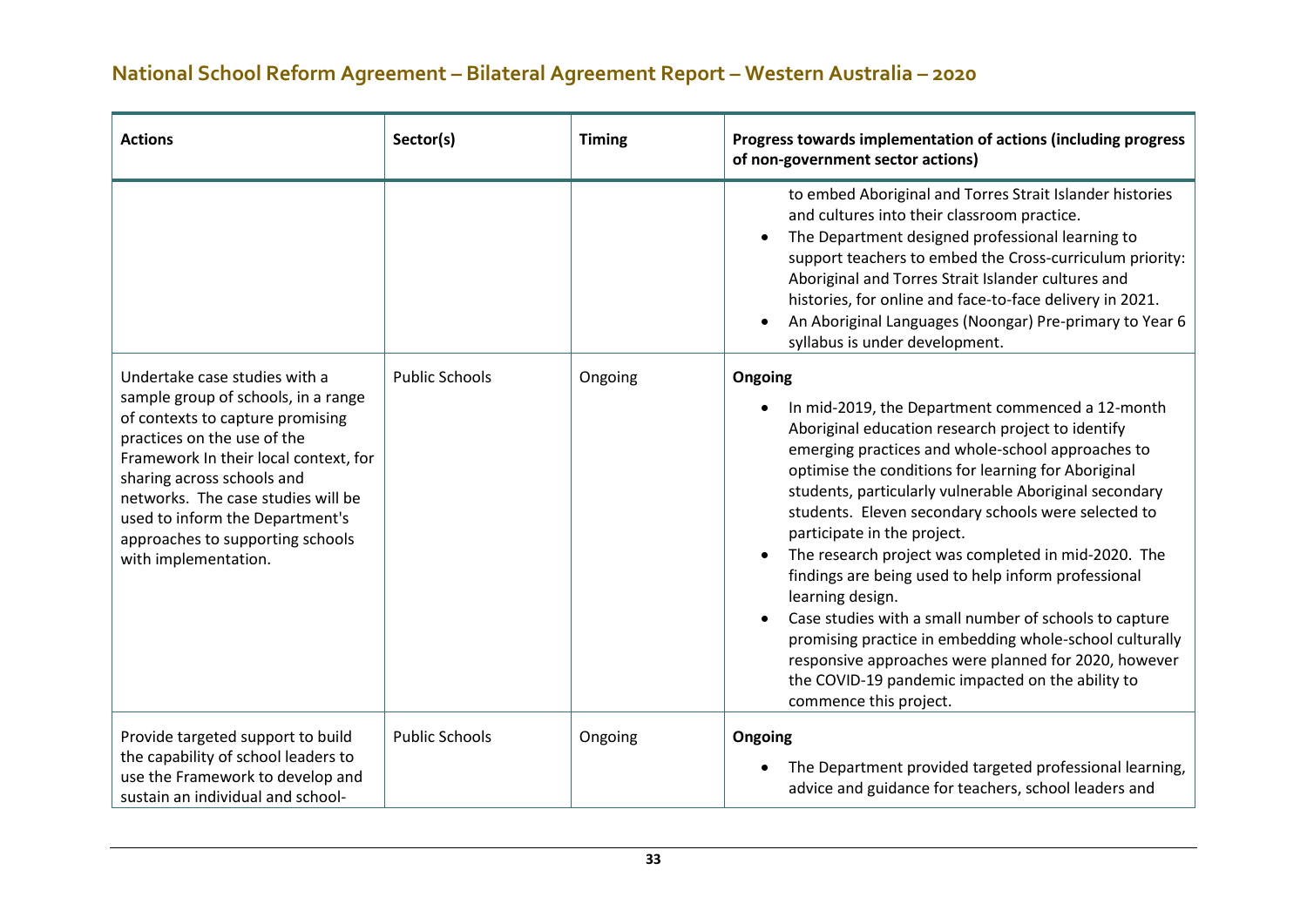| Actions | Sector(s) | Timing | Progress towards implementation of actions (including progress of non-government sector actions) |
|---|---|---|---|
| | | | to embed Aboriginal and Torres Strait Islander histories and cultures into their classroom practice.<br>• The Department designed professional learning to support teachers to embed the Cross-curriculum priority: Aboriginal and Torres Strait Islander cultures and histories, for online and face-to-face delivery in 2021.<br>• An Aboriginal Languages (Noongar) Pre-primary to Year 6 syllabus is under development. |
| Undertake case studies with a sample group of schools, in a range of contexts to capture promising practices on the use of the Framework In their local context, for sharing across schools and networks. The case studies will be used to inform the Department's approaches to supporting schools with implementation. | Public Schools | Ongoing | **Ongoing**<br>• In mid-2019, the Department commenced a 12-month Aboriginal education research project to identify emerging practices and whole-school approaches to optimise the conditions for learning for Aboriginal students, particularly vulnerable Aboriginal secondary students. Eleven secondary schools were selected to participate in the project.<br>• The research project was completed in mid-2020. The findings are being used to help inform professional learning design.<br>• Case studies with a small number of schools to capture promising practice in embedding whole-school culturally responsive approaches were planned for 2020, however the COVID-19 pandemic impacted on the ability to commence this project. |
| Provide targeted support to build the capability of school leaders to use the Framework to develop and sustain an individual and school- | Public Schools | Ongoing | **Ongoing**<br>• The Department provided targeted professional learning, advice and guidance for teachers, school leaders and |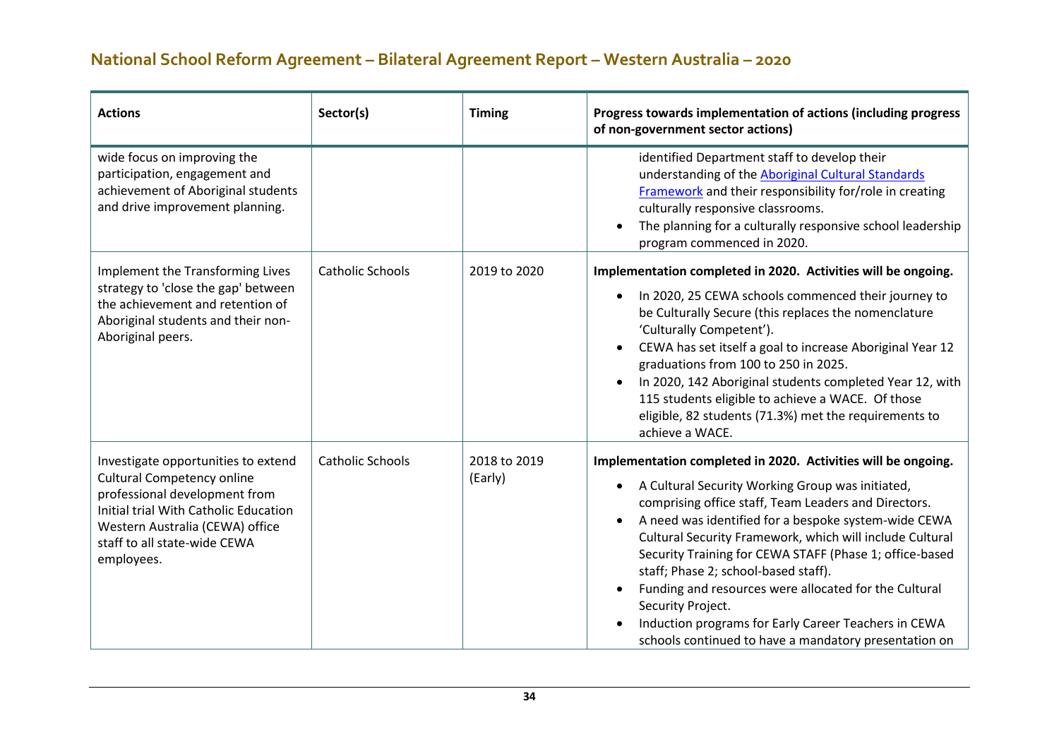## National School Reform Agreement – Bilateral Agreement Report – Western Australia – 2020

| Actions | Sector(s) | Timing | Progress towards implementation of actions (including progress of non-government sector actions) |
|---|---|---|---|
| wide focus on improving the participation, engagement and achievement of Aboriginal students and drive improvement planning. | | | identified Department staff to develop their understanding of the [Aboriginal Cultural Standards Framework](#) and their responsibility for/role in creating culturally responsive classrooms.<br>• The planning for a culturally responsive school leadership program commenced in 2020. |
| Implement the Transforming Lives strategy to 'close the gap' between the achievement and retention of Aboriginal students and their non-Aboriginal peers. | Catholic Schools | 2019 to 2020 | **Implementation completed in 2020. Activities will be ongoing.**<br>• In 2020, 25 CEWA schools commenced their journey to be Culturally Secure (this replaces the nomenclature 'Culturally Competent').<br>• CEWA has set itself a goal to increase Aboriginal Year 12 graduations from 100 to 250 in 2025.<br>• In 2020, 142 Aboriginal students completed Year 12, with 115 students eligible to achieve a WACE. Of those eligible, 82 students (71.3%) met the requirements to achieve a WACE. |
| Investigate opportunities to extend Cultural Competency online professional development from Initial trial With Catholic Education Western Australia (CEWA) office staff to all state-wide CEWA employees. | Catholic Schools | 2018 to 2019 (Early) | **Implementation completed in 2020. Activities will be ongoing.**<br>• A Cultural Security Working Group was initiated, comprising office staff, Team Leaders and Directors.<br>• A need was identified for a bespoke system-wide CEWA Cultural Security Framework, which will include Cultural Security Training for CEWA STAFF (Phase 1; office-based staff; Phase 2; school-based staff).<br>• Funding and resources were allocated for the Cultural Security Project.<br>• Induction programs for Early Career Teachers in CEWA schools continued to have a mandatory presentation on |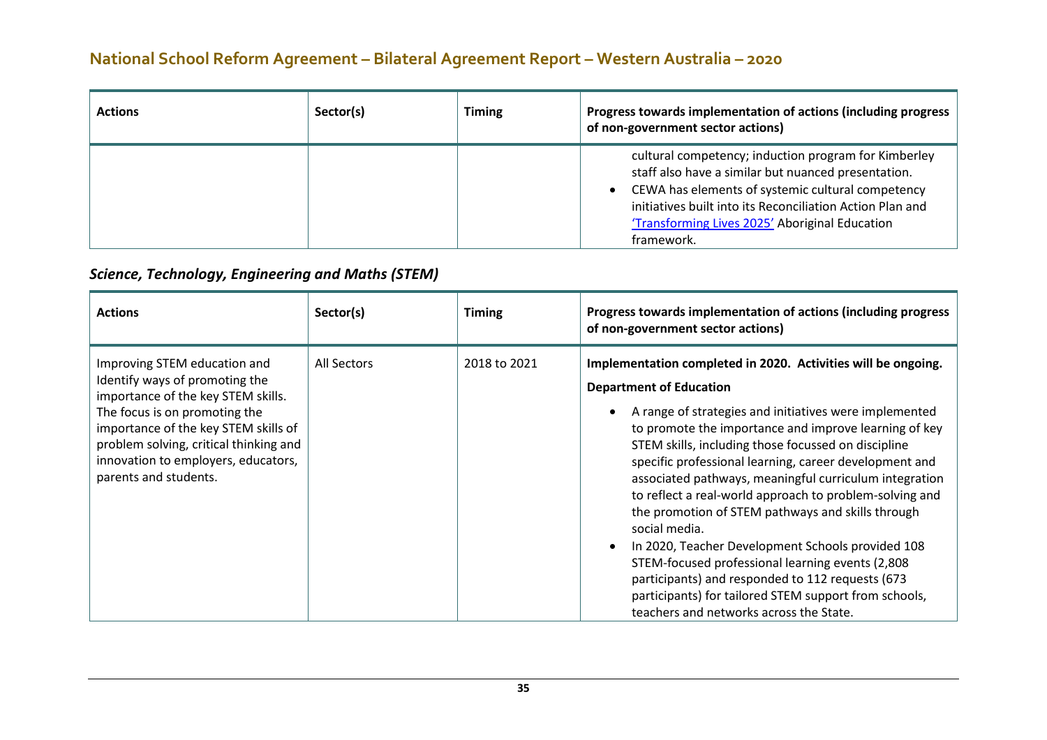| Actions | Sector(s) | Timing | Progress towards implementation of actions (including progress of non-government sector actions) |
|---|---|---|---|
| | | | cultural competency; induction program for Kimberley staff also have a similar but nuanced presentation.<br>• CEWA has elements of systemic cultural competency initiatives built into its Reconciliation Action Plan and 'Transforming Lives 2025' Aboriginal Education framework. |

### *Science, Technology, Engineering and Maths (STEM)*

| Actions | Sector(s) | Timing | Progress towards implementation of actions (including progress of non-government sector actions) |
|---|---|---|---|
| Improving STEM education and Identify ways of promoting the importance of the key STEM skills. The focus is on promoting the importance of the key STEM skills of problem solving, critical thinking and innovation to employers, educators, parents and students. | All Sectors | 2018 to 2021 | **Implementation completed in 2020. Activities will be ongoing.**<br>**Department of Education**<br>• A range of strategies and initiatives were implemented to promote the importance and improve learning of key STEM skills, including those focussed on discipline specific professional learning, career development and associated pathways, meaningful curriculum integration to reflect a real-world approach to problem-solving and the promotion of STEM pathways and skills through social media.<br>• In 2020, Teacher Development Schools provided 108 STEM-focused professional learning events (2,808 participants) and responded to 112 requests (673 participants) for tailored STEM support from schools, teachers and networks across the State. |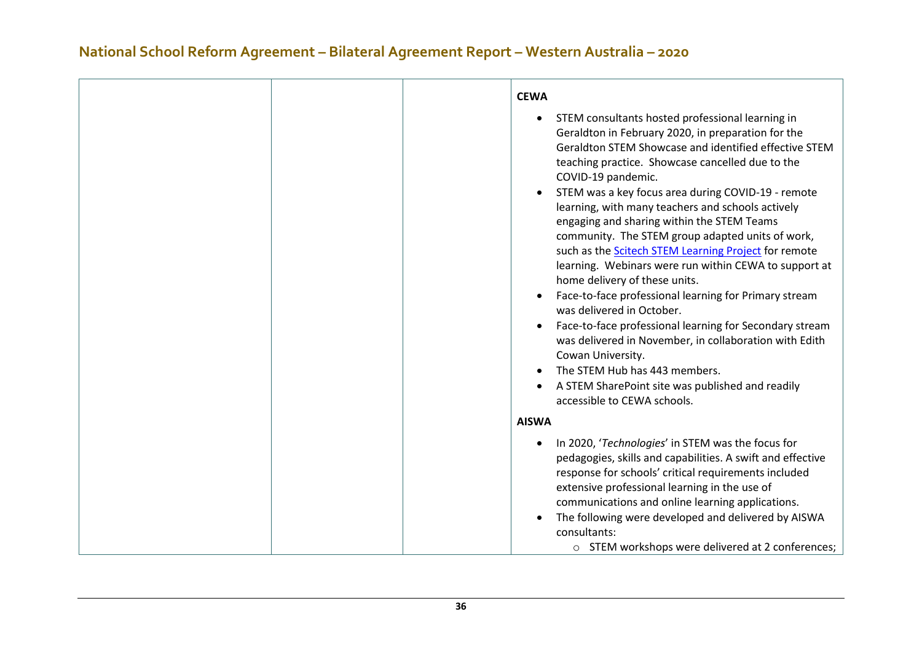| | | | **CEWA**<br><br>• STEM consultants hosted professional learning in Geraldton in February 2020, in preparation for the Geraldton STEM Showcase and identified effective STEM teaching practice. Showcase cancelled due to the COVID-19 pandemic.<br>• STEM was a key focus area during COVID-19 - remote learning, with many teachers and schools actively engaging and sharing within the STEM Teams community. The STEM group adapted units of work, such as the [Scitech STEM Learning Project](#) for remote learning. Webinars were run within CEWA to support at home delivery of these units.<br>• Face-to-face professional learning for Primary stream was delivered in October.<br>• Face-to-face professional learning for Secondary stream was delivered in November, in collaboration with Edith Cowan University.<br>• The STEM Hub has 443 members.<br>• A STEM SharePoint site was published and readily accessible to CEWA schools.<br><br>**AISWA**<br><br>• In 2020, '*Technologies*' in STEM was the focus for pedagogies, skills and capabilities. A swift and effective response for schools' critical requirements included extensive professional learning in the use of communications and online learning applications.<br>• The following were developed and delivered by AISWA consultants:<br>&nbsp;&nbsp;&nbsp;&nbsp;○ STEM workshops were delivered at 2 conferences; |
|---|---|---|---|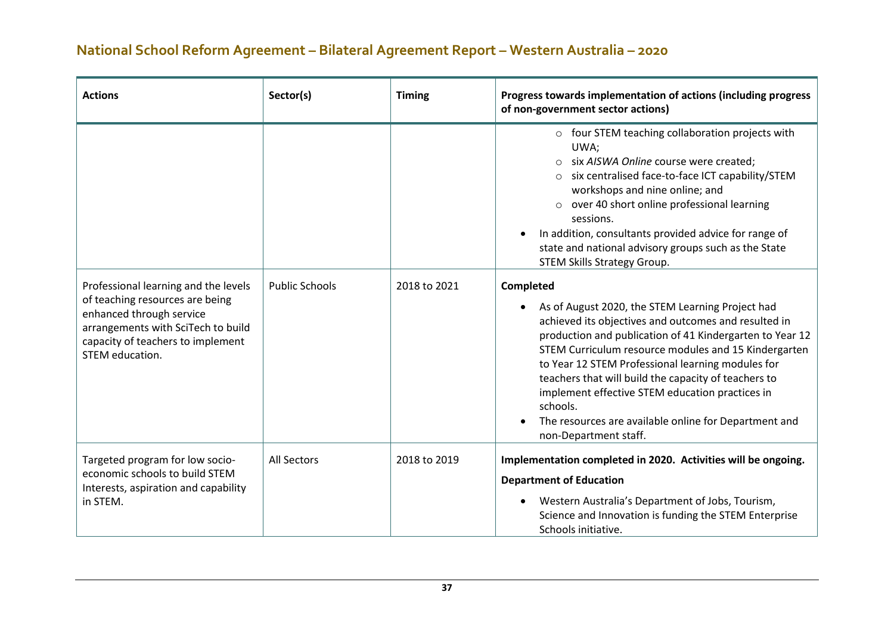| Actions | Sector(s) | Timing | Progress towards implementation of actions (including progress of non-government sector actions) |
|---|---|---|---|
| | | | ◦ four STEM teaching collaboration projects with UWA;<br>◦ six *AISWA Online* course were created;<br>◦ six centralised face-to-face ICT capability/STEM workshops and nine online; and<br>◦ over 40 short online professional learning sessions.<br>• In addition, consultants provided advice for range of state and national advisory groups such as the State STEM Skills Strategy Group. |
| Professional learning and the levels of teaching resources are being enhanced through service arrangements with SciTech to build capacity of teachers to implement STEM education. | Public Schools | 2018 to 2021 | **Completed**<br>• As of August 2020, the STEM Learning Project had achieved its objectives and outcomes and resulted in production and publication of 41 Kindergarten to Year 12 STEM Curriculum resource modules and 15 Kindergarten to Year 12 STEM Professional learning modules for teachers that will build the capacity of teachers to implement effective STEM education practices in schools.<br>• The resources are available online for Department and non-Department staff. |
| Targeted program for low socio-economic schools to build STEM Interests, aspiration and capability in STEM. | All Sectors | 2018 to 2019 | **Implementation completed in 2020. Activities will be ongoing.**<br>**Department of Education**<br>• Western Australia's Department of Jobs, Tourism, Science and Innovation is funding the STEM Enterprise Schools initiative. |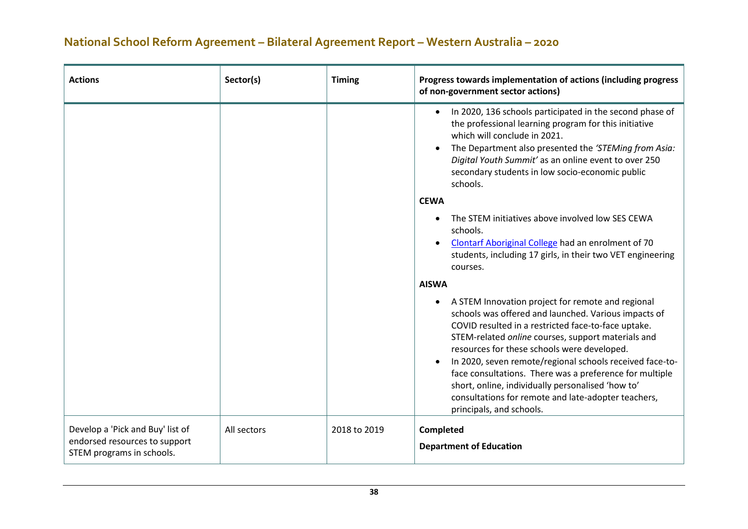| Actions | Sector(s) | Timing | Progress towards implementation of actions (including progress of non-government sector actions) |
|---|---|---|---|
| | | | <ul><li>In 2020, 136 schools participated in the second phase of the professional learning program for this initiative which will conclude in 2021.</li><li>The Department also presented the *'STEMing from Asia: Digital Youth Summit'* as an online event to over 250 secondary students in low socio-economic public schools.</li></ul> **CEWA** <ul><li>The STEM initiatives above involved low SES CEWA schools.</li><li>Clontarf Aboriginal College had an enrolment of 70 students, including 17 girls, in their two VET engineering courses.</li></ul> **AISWA** <ul><li>A STEM Innovation project for remote and regional schools was offered and launched. Various impacts of COVID resulted in a restricted face-to-face uptake. STEM-related *online* courses, support materials and resources for these schools were developed.</li><li>In 2020, seven remote/regional schools received face-to-face consultations. There was a preference for multiple short, online, individually personalised 'how to' consultations for remote and late-adopter teachers, principals, and schools.</li></ul> |
| Develop a 'Pick and Buy' list of endorsed resources to support STEM programs in schools. | All sectors | 2018 to 2019 | **Completed** <br><br> **Department of Education** |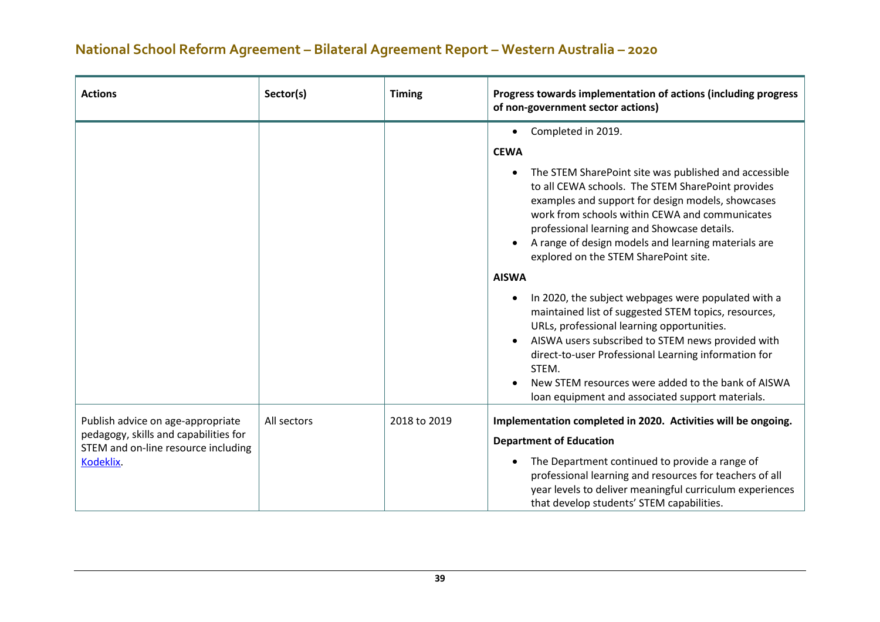## National School Reform Agreement – Bilateral Agreement Report – Western Australia – 2020

| Actions | Sector(s) | Timing | Progress towards implementation of actions (including progress of non-government sector actions) |
|---|---|---|---|
| | | | • Completed in 2019.<br>**CEWA**<br>• The STEM SharePoint site was published and accessible to all CEWA schools. The STEM SharePoint provides examples and support for design models, showcases work from schools within CEWA and communicates professional learning and Showcase details.<br>• A range of design models and learning materials are explored on the STEM SharePoint site.<br>**AISWA**<br>• In 2020, the subject webpages were populated with a maintained list of suggested STEM topics, resources, URLs, professional learning opportunities.<br>• AISWA users subscribed to STEM news provided with direct-to-user Professional Learning information for STEM.<br>• New STEM resources were added to the bank of AISWA loan equipment and associated support materials. |
| Publish advice on age-appropriate pedagogy, skills and capabilities for STEM and on-line resource including Kodeklix. | All sectors | 2018 to 2019 | **Implementation completed in 2020. Activities will be ongoing.**<br>**Department of Education**<br>• The Department continued to provide a range of professional learning and resources for teachers of all year levels to deliver meaningful curriculum experiences that develop students' STEM capabilities. |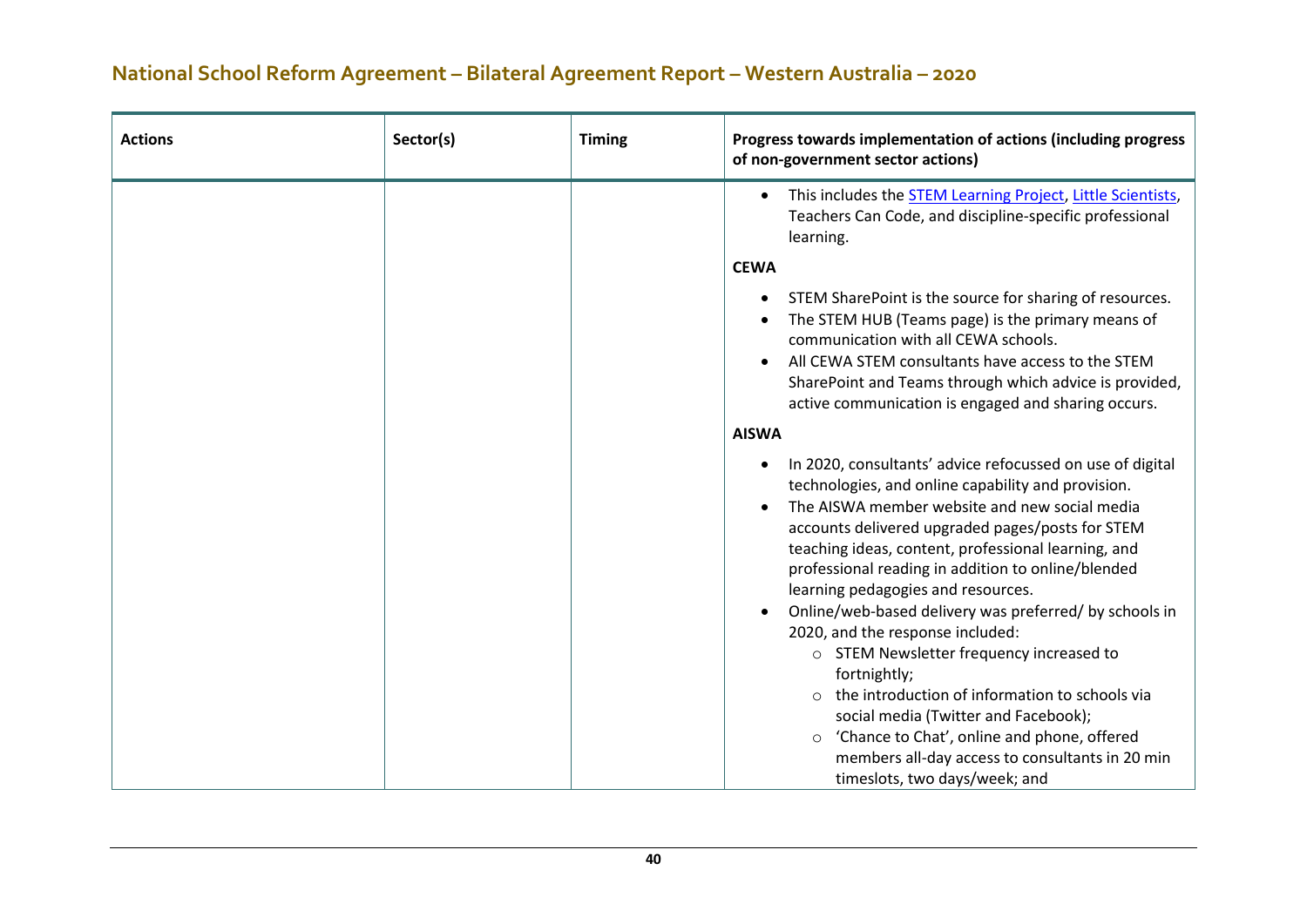| Actions | Sector(s) | Timing | Progress towards implementation of actions (including progress of non-government sector actions) |
|---|---|---|---|
| | | | • This includes the STEM Learning Project, Little Scientists, Teachers Can Code, and discipline-specific professional learning.<br><br>**CEWA**<br><br>• STEM SharePoint is the source for sharing of resources.<br>• The STEM HUB (Teams page) is the primary means of communication with all CEWA schools.<br>• All CEWA STEM consultants have access to the STEM SharePoint and Teams through which advice is provided, active communication is engaged and sharing occurs.<br><br>**AISWA**<br><br>• In 2020, consultants' advice refocussed on use of digital technologies, and online capability and provision.<br>• The AISWA member website and new social media accounts delivered upgraded pages/posts for STEM teaching ideas, content, professional learning, and professional reading in addition to online/blended learning pedagogies and resources.<br>• Online/web-based delivery was preferred/ by schools in 2020, and the response included:<br>&nbsp;&nbsp;&nbsp;&nbsp;○ STEM Newsletter frequency increased to fortnightly;<br>&nbsp;&nbsp;&nbsp;&nbsp;○ the introduction of information to schools via social media (Twitter and Facebook);<br>&nbsp;&nbsp;&nbsp;&nbsp;○ 'Chance to Chat', online and phone, offered members all-day access to consultants in 20 min timeslots, two days/week; and |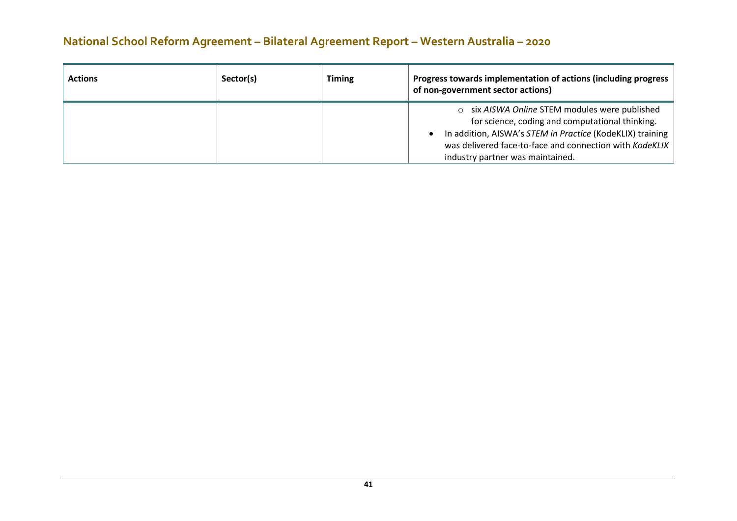| Actions | Sector(s) | Timing | Progress towards implementation of actions (including progress of non-government sector actions) |
|---|---|---|---|
| | | | ○ six *AISWA Online* STEM modules were published for science, coding and computational thinking.<br>• In addition, AISWA's *STEM in Practice* (KodeKLIX) training was delivered face-to-face and connection with *KodeKLIX* industry partner was maintained. |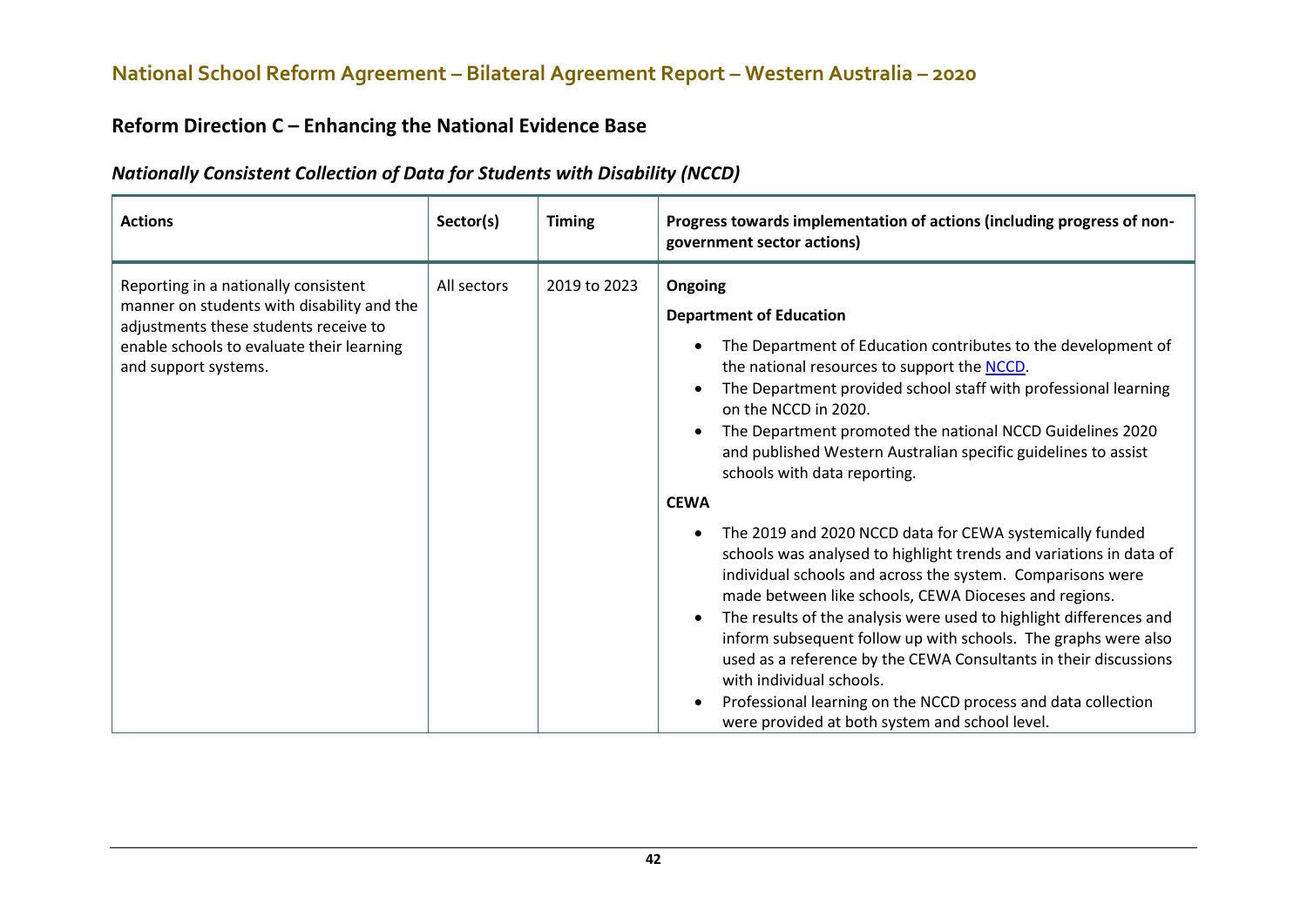# National School Reform Agreement – Bilateral Agreement Report – Western Australia – 2020

## Reform Direction C – Enhancing the National Evidence Base

### *Nationally Consistent Collection of Data for Students with Disability (NCCD)*

| Actions | Sector(s) | Timing | Progress towards implementation of actions (including progress of non-government sector actions) |
|---|---|---|---|
| Reporting in a nationally consistent manner on students with disability and the adjustments these students receive to enable schools to evaluate their learning and support systems. | All sectors | 2019 to 2023 | **Ongoing**<br><br>**Department of Education**<br><br>• The Department of Education contributes to the development of the national resources to support the NCCD.<br>• The Department provided school staff with professional learning on the NCCD in 2020.<br>• The Department promoted the national NCCD Guidelines 2020 and published Western Australian specific guidelines to assist schools with data reporting.<br><br>**CEWA**<br><br>• The 2019 and 2020 NCCD data for CEWA systemically funded schools was analysed to highlight trends and variations in data of individual schools and across the system. Comparisons were made between like schools, CEWA Dioceses and regions.<br>• The results of the analysis were used to highlight differences and inform subsequent follow up with schools. The graphs were also used as a reference by the CEWA Consultants in their discussions with individual schools.<br>• Professional learning on the NCCD process and data collection were provided at both system and school level. |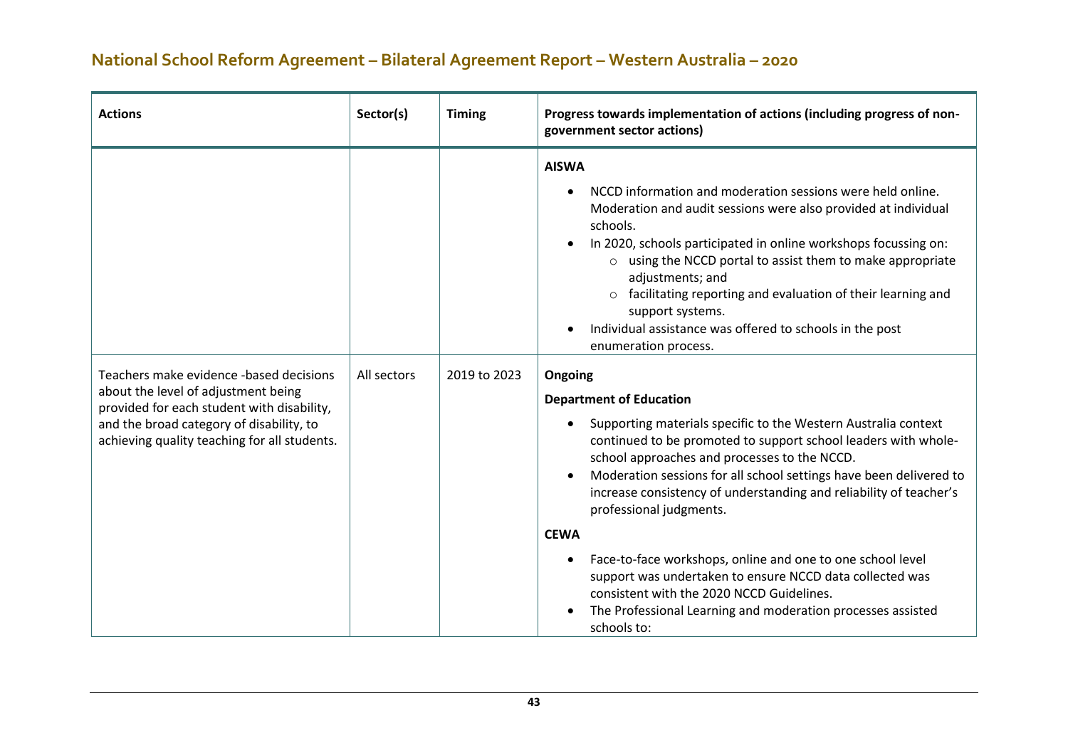| Actions | Sector(s) | Timing | Progress towards implementation of actions (including progress of non-government sector actions) |
| --- | --- | --- | --- |
| | | | **AISWA**<br>• NCCD information and moderation sessions were held online. Moderation and audit sessions were also provided at individual schools.<br>• In 2020, schools participated in online workshops focussing on:<br>  ○ using the NCCD portal to assist them to make appropriate adjustments; and<br>  ○ facilitating reporting and evaluation of their learning and support systems.<br>• Individual assistance was offered to schools in the post enumeration process. |
| Teachers make evidence -based decisions about the level of adjustment being provided for each student with disability, and the broad category of disability, to achieving quality teaching for all students. | All sectors | 2019 to 2023 | **Ongoing**<br>**Department of Education**<br>• Supporting materials specific to the Western Australia context continued to be promoted to support school leaders with whole-school approaches and processes to the NCCD.<br>• Moderation sessions for all school settings have been delivered to increase consistency of understanding and reliability of teacher's professional judgments.<br>**CEWA**<br>• Face-to-face workshops, online and one to one school level support was undertaken to ensure NCCD data collected was consistent with the 2020 NCCD Guidelines.<br>• The Professional Learning and moderation processes assisted schools to: |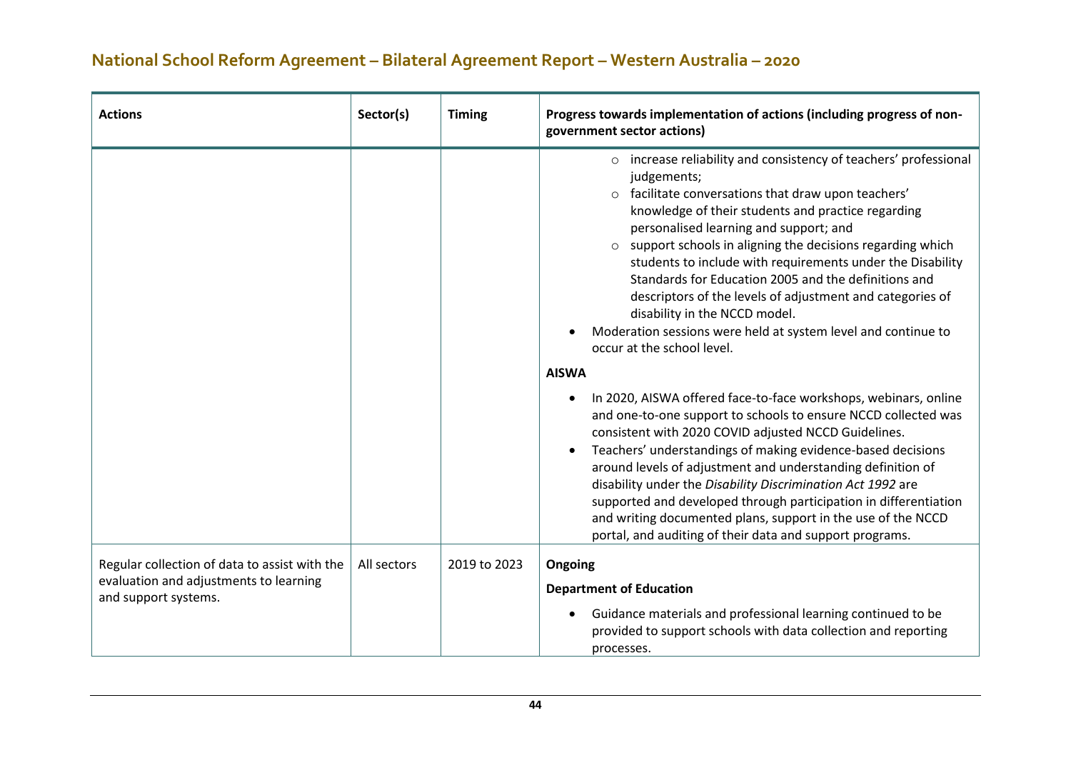## National School Reform Agreement – Bilateral Agreement Report – Western Australia – 2020

| Actions | Sector(s) | Timing | Progress towards implementation of actions (including progress of non-government sector actions) |
|---|---|---|---|
| | | | ○ increase reliability and consistency of teachers' professional judgements;<br>○ facilitate conversations that draw upon teachers' knowledge of their students and practice regarding personalised learning and support; and<br>○ support schools in aligning the decisions regarding which students to include with requirements under the Disability Standards for Education 2005 and the definitions and descriptors of the levels of adjustment and categories of disability in the NCCD model.<br>• Moderation sessions were held at system level and continue to occur at the school level.<br>**AISWA**<br>• In 2020, AISWA offered face-to-face workshops, webinars, online and one-to-one support to schools to ensure NCCD collected was consistent with 2020 COVID adjusted NCCD Guidelines.<br>• Teachers' understandings of making evidence-based decisions around levels of adjustment and understanding definition of disability under the *Disability Discrimination Act 1992* are supported and developed through participation in differentiation and writing documented plans, support in the use of the NCCD portal, and auditing of their data and support programs. |
| Regular collection of data to assist with the evaluation and adjustments to learning and support systems. | All sectors | 2019 to 2023 | **Ongoing**<br>**Department of Education**<br>• Guidance materials and professional learning continued to be provided to support schools with data collection and reporting processes. |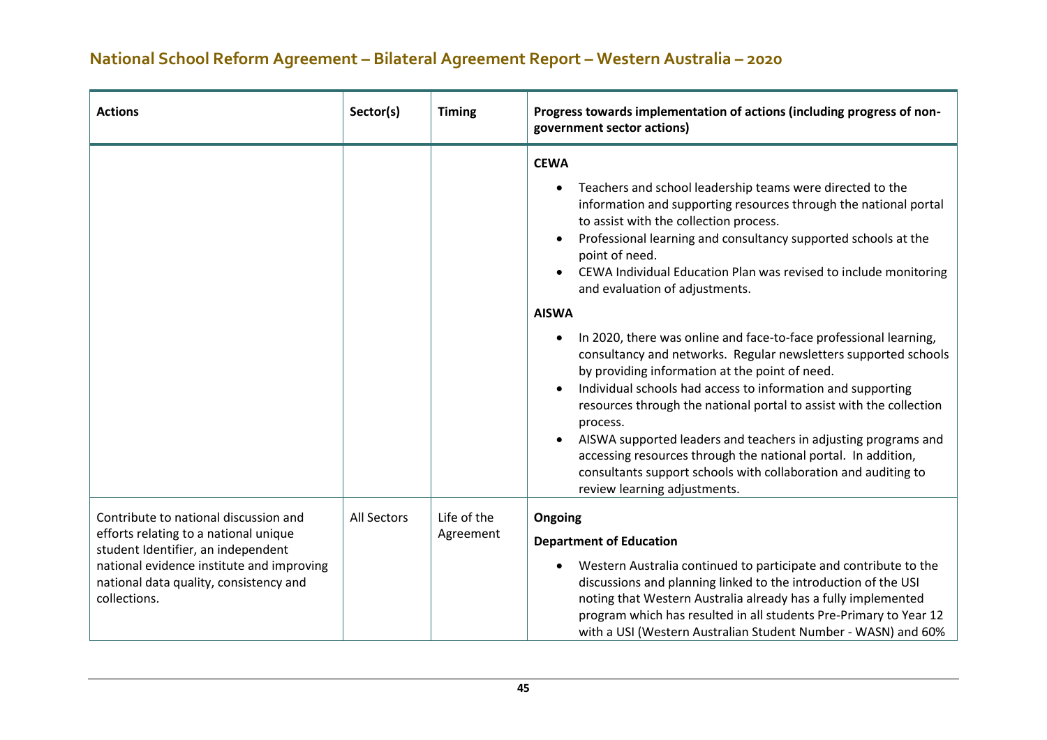| Actions | Sector(s) | Timing | Progress towards implementation of actions (including progress of non-government sector actions) |
| --- | --- | --- | --- |
| | | | **CEWA**<br>• Teachers and school leadership teams were directed to the information and supporting resources through the national portal to assist with the collection process.<br>• Professional learning and consultancy supported schools at the point of need.<br>• CEWA Individual Education Plan was revised to include monitoring and evaluation of adjustments.<br>**AISWA**<br>• In 2020, there was online and face-to-face professional learning, consultancy and networks. Regular newsletters supported schools by providing information at the point of need.<br>• Individual schools had access to information and supporting resources through the national portal to assist with the collection process.<br>• AISWA supported leaders and teachers in adjusting programs and accessing resources through the national portal. In addition, consultants support schools with collaboration and auditing to review learning adjustments. |
| Contribute to national discussion and efforts relating to a national unique student Identifier, an independent national evidence institute and improving national data quality, consistency and collections. | All Sectors | Life of the Agreement | **Ongoing**<br>**Department of Education**<br>• Western Australia continued to participate and contribute to the discussions and planning linked to the introduction of the USI noting that Western Australia already has a fully implemented program which has resulted in all students Pre-Primary to Year 12 with a USI (Western Australian Student Number - WASN) and 60% |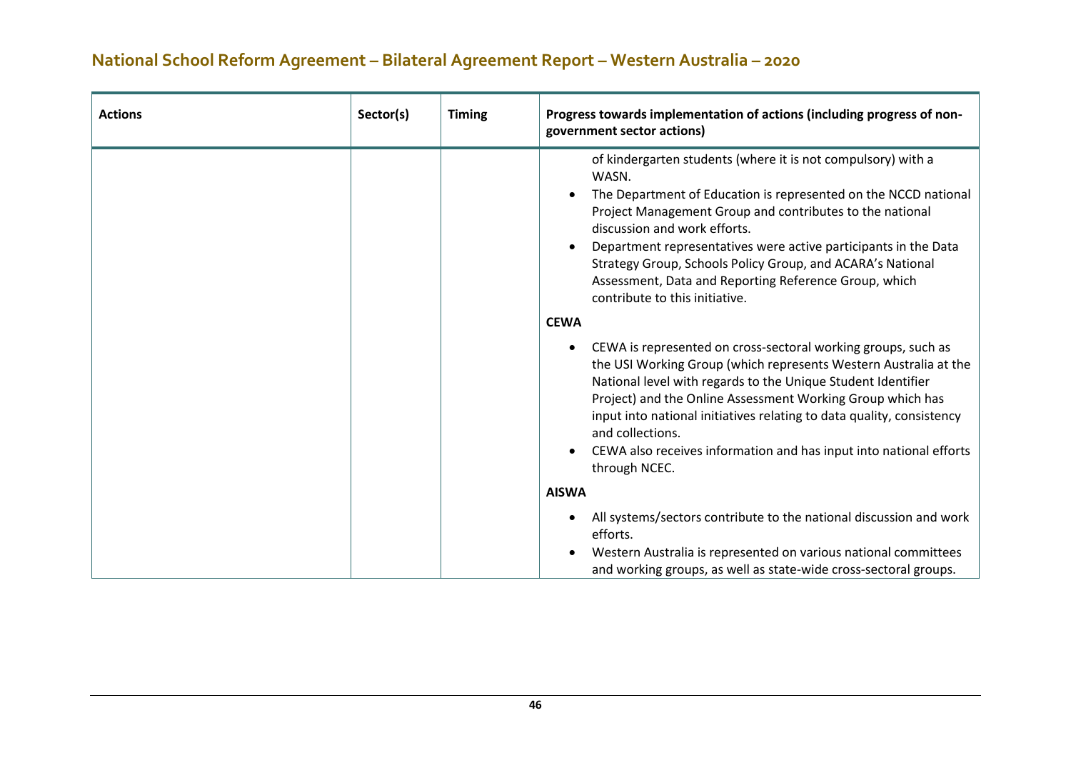| Actions | Sector(s) | Timing | Progress towards implementation of actions (including progress of non-government sector actions) |
|---|---|---|---|
| | | | of kindergarten students (where it is not compulsory) with a WASN.<br>• The Department of Education is represented on the NCCD national Project Management Group and contributes to the national discussion and work efforts.<br>• Department representatives were active participants in the Data Strategy Group, Schools Policy Group, and ACARA's National Assessment, Data and Reporting Reference Group, which contribute to this initiative.<br><br>**CEWA**<br><br>• CEWA is represented on cross-sectoral working groups, such as the USI Working Group (which represents Western Australia at the National level with regards to the Unique Student Identifier Project) and the Online Assessment Working Group which has input into national initiatives relating to data quality, consistency and collections.<br>• CEWA also receives information and has input into national efforts through NCEC.<br><br>**AISWA**<br><br>• All systems/sectors contribute to the national discussion and work efforts.<br>• Western Australia is represented on various national committees and working groups, as well as state-wide cross-sectoral groups. |